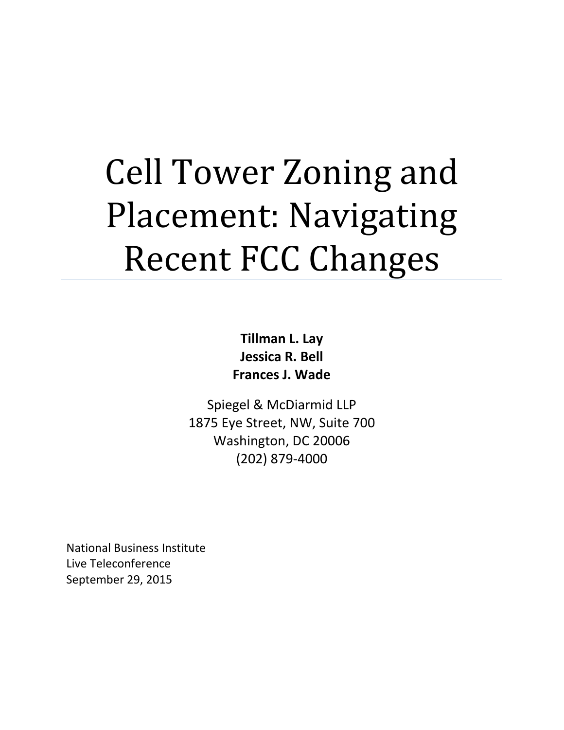# Cell Tower Zoning and Placement: Navigating Recent FCC Changes

**Tillman L. Lay**
**Jessica R. Bell**
**Frances J. Wade**

Spiegel & McDiarmid LLP
1875 Eye Street, NW, Suite 700
Washington, DC 20006
(202) 879-4000

National Business Institute
Live Teleconference
September 29, 2015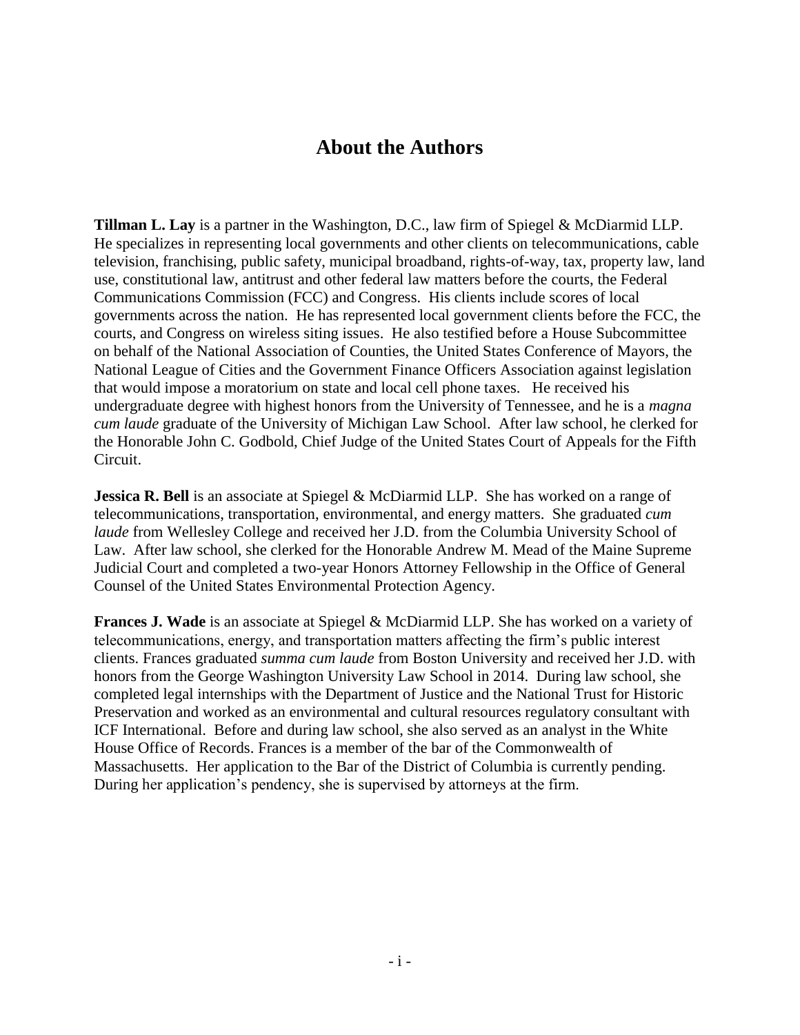# About the Authors

**Tillman L. Lay** is a partner in the Washington, D.C., law firm of Spiegel & McDiarmid LLP. He specializes in representing local governments and other clients on telecommunications, cable television, franchising, public safety, municipal broadband, rights-of-way, tax, property law, land use, constitutional law, antitrust and other federal law matters before the courts, the Federal Communications Commission (FCC) and Congress. His clients include scores of local governments across the nation. He has represented local government clients before the FCC, the courts, and Congress on wireless siting issues. He also testified before a House Subcommittee on behalf of the National Association of Counties, the United States Conference of Mayors, the National League of Cities and the Government Finance Officers Association against legislation that would impose a moratorium on state and local cell phone taxes. He received his undergraduate degree with highest honors from the University of Tennessee, and he is a *magna cum laude* graduate of the University of Michigan Law School. After law school, he clerked for the Honorable John C. Godbold, Chief Judge of the United States Court of Appeals for the Fifth Circuit.

**Jessica R. Bell** is an associate at Spiegel & McDiarmid LLP. She has worked on a range of telecommunications, transportation, environmental, and energy matters. She graduated *cum laude* from Wellesley College and received her J.D. from the Columbia University School of Law. After law school, she clerked for the Honorable Andrew M. Mead of the Maine Supreme Judicial Court and completed a two-year Honors Attorney Fellowship in the Office of General Counsel of the United States Environmental Protection Agency.

**Frances J. Wade** is an associate at Spiegel & McDiarmid LLP. She has worked on a variety of telecommunications, energy, and transportation matters affecting the firm's public interest clients. Frances graduated *summa cum laude* from Boston University and received her J.D. with honors from the George Washington University Law School in 2014. During law school, she completed legal internships with the Department of Justice and the National Trust for Historic Preservation and worked as an environmental and cultural resources regulatory consultant with ICF International. Before and during law school, she also served as an analyst in the White House Office of Records. Frances is a member of the bar of the Commonwealth of Massachusetts. Her application to the Bar of the District of Columbia is currently pending. During her application's pendency, she is supervised by attorneys at the firm.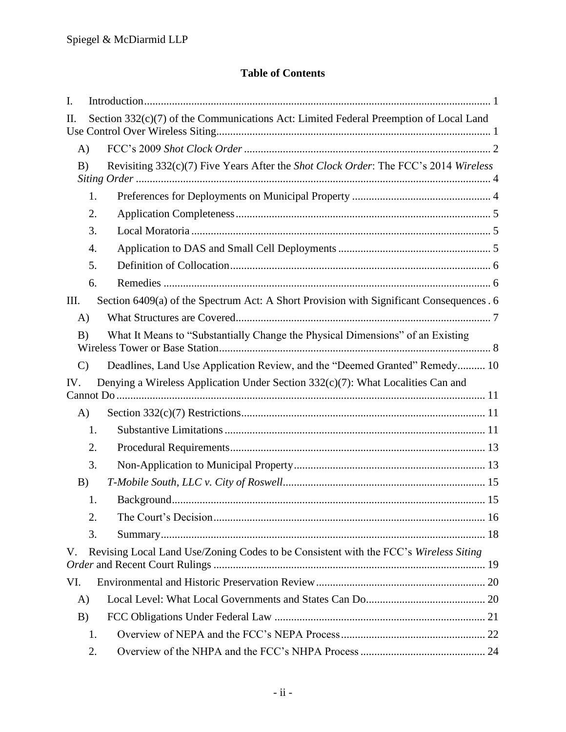## Table of Contents

I. Introduction ........................................................................................................................... 1

II. Section 332(c)(7) of the Communications Act: Limited Federal Preemption of Local Land Use Control Over Wireless Siting ................................................................................................. 1

- A) FCC's 2009 *Shot Clock Order* ........................................................................................ 2
- B) Revisiting 332(c)(7) Five Years After the *Shot Clock Order*: The FCC's 2014 *Wireless Siting Order* ............................................................................................................................... 4
  1. Preferences for Deployments on Municipal Property ................................................. 4
  2. Application Completeness ........................................................................................... 5
  3. Local Moratoria ........................................................................................................... 5
  4. Application to DAS and Small Cell Deployments ...................................................... 5
  5. Definition of Collocation ............................................................................................. 6
  6. Remedies ..................................................................................................................... 6

III. Section 6409(a) of the Spectrum Act: A Short Provision with Significant Consequences . 6

- A) What Structures are Covered ........................................................................................... 7
- B) What It Means to "Substantially Change the Physical Dimensions" of an Existing Wireless Tower or Base Station ................................................................................................ 8
- C) Deadlines, Land Use Application Review, and the "Deemed Granted" Remedy .......... 10

IV. Denying a Wireless Application Under Section 332(c)(7): What Localities Can and Cannot Do .................................................................................................................................. 11

- A) Section 332(c)(7) Restrictions ....................................................................................... 11
  1. Substantive Limitations ............................................................................................. 11
  2. Procedural Requirements ........................................................................................... 13
  3. Non-Application to Municipal Property .................................................................... 13
- B) *T-Mobile South, LLC v. City of Roswell* ........................................................................ 15
  1. Background ................................................................................................................ 15
  2. The Court's Decision ................................................................................................. 16
  3. Summary .................................................................................................................... 18

V. Revising Local Land Use/Zoning Codes to be Consistent with the FCC's *Wireless Siting Order* and Recent Court Rulings ................................................................................................. 19

VI. Environmental and Historic Preservation Review ............................................................ 20

- A) Local Level: What Local Governments and States Can Do ........................................... 20
- B) FCC Obligations Under Federal Law ............................................................................ 21
  1. Overview of NEPA and the FCC's NEPA Process .................................................... 22
  2. Overview of the NHPA and the FCC's NHPA Process ............................................. 24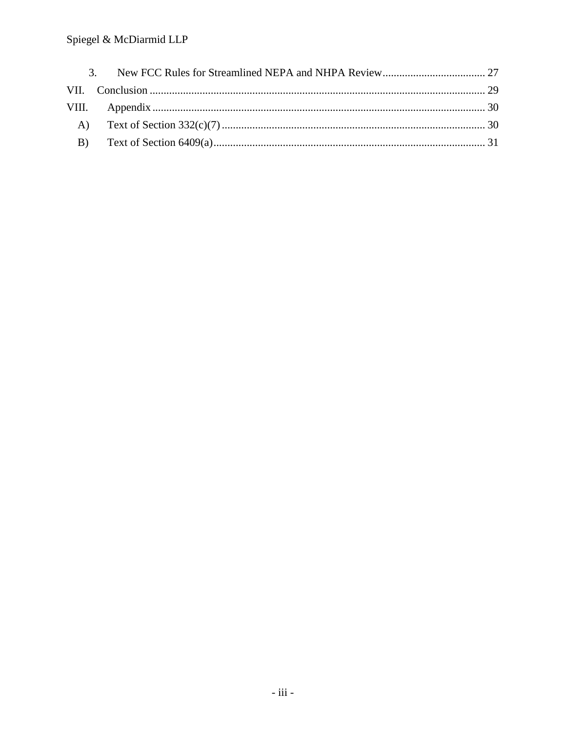3. New FCC Rules for Streamlined NEPA and NHPA Review ..................................... 27

VII. Conclusion ........................................................................................................ 29

VIII. Appendix ....................................................................................................... 30

A) Text of Section 332(c)(7) .............................................................................. 30

B) Text of Section 6409(a) ................................................................................. 31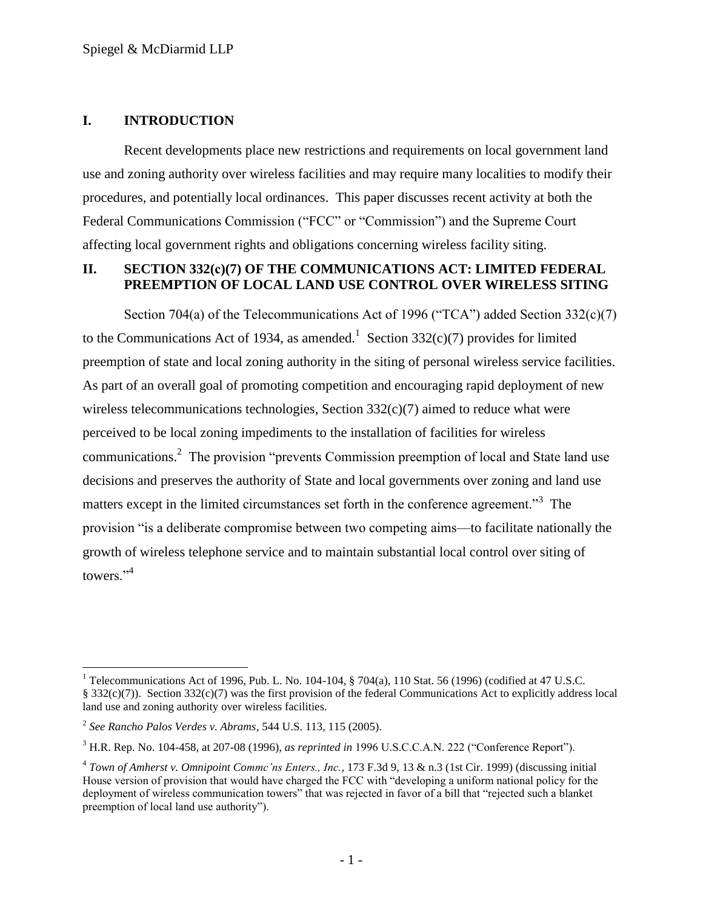## I. INTRODUCTION

Recent developments place new restrictions and requirements on local government land use and zoning authority over wireless facilities and may require many localities to modify their procedures, and potentially local ordinances. This paper discusses recent activity at both the Federal Communications Commission ("FCC" or "Commission") and the Supreme Court affecting local government rights and obligations concerning wireless facility siting.

## II. SECTION 332(c)(7) OF THE COMMUNICATIONS ACT: LIMITED FEDERAL PREEMPTION OF LOCAL LAND USE CONTROL OVER WIRELESS SITING

Section 704(a) of the Telecommunications Act of 1996 ("TCA") added Section 332(c)(7) to the Communications Act of 1934, as amended.[1] Section 332(c)(7) provides for limited preemption of state and local zoning authority in the siting of personal wireless service facilities. As part of an overall goal of promoting competition and encouraging rapid deployment of new wireless telecommunications technologies, Section 332(c)(7) aimed to reduce what were perceived to be local zoning impediments to the installation of facilities for wireless communications.[2] The provision "prevents Commission preemption of local and State land use decisions and preserves the authority of State and local governments over zoning and land use matters except in the limited circumstances set forth in the conference agreement."[3] The provision "is a deliberate compromise between two competing aims—to facilitate nationally the growth of wireless telephone service and to maintain substantial local control over siting of towers."[4]

---

[1] Telecommunications Act of 1996, Pub. L. No. 104-104, § 704(a), 110 Stat. 56 (1996) (codified at 47 U.S.C. § 332(c)(7)). Section 332(c)(7) was the first provision of the federal Communications Act to explicitly address local land use and zoning authority over wireless facilities.

[2] *See Rancho Palos Verdes v. Abrams*, 544 U.S. 113, 115 (2005).

[3] H.R. Rep. No. 104-458, at 207-08 (1996), *as reprinted in* 1996 U.S.C.C.A.N. 222 ("Conference Report").

[4] *Town of Amherst v. Omnipoint Commc'ns Enters., Inc.*, 173 F.3d 9, 13 & n.3 (1st Cir. 1999) (discussing initial House version of provision that would have charged the FCC with "developing a uniform national policy for the deployment of wireless communication towers" that was rejected in favor of a bill that "rejected such a blanket preemption of local land use authority").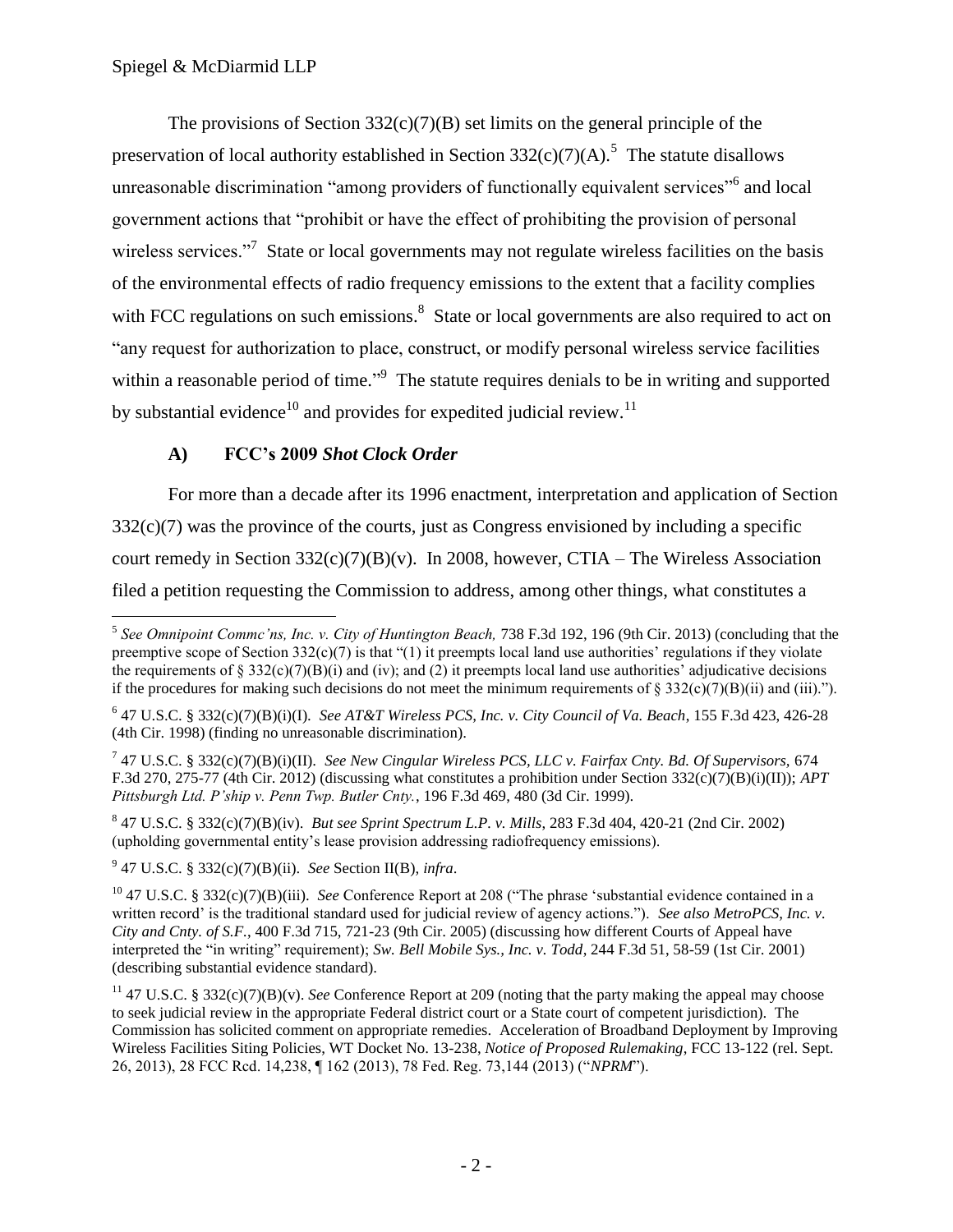The provisions of Section 332(c)(7)(B) set limits on the general principle of the preservation of local authority established in Section 332(c)(7)(A).[5] The statute disallows unreasonable discrimination "among providers of functionally equivalent services"[6] and local government actions that "prohibit or have the effect of prohibiting the provision of personal wireless services."[7] State or local governments may not regulate wireless facilities on the basis of the environmental effects of radio frequency emissions to the extent that a facility complies with FCC regulations on such emissions.[8] State or local governments are also required to act on "any request for authorization to place, construct, or modify personal wireless service facilities within a reasonable period of time."[9] The statute requires denials to be in writing and supported by substantial evidence[10] and provides for expedited judicial review.[11]

### A) FCC's 2009 *Shot Clock Order*

For more than a decade after its 1996 enactment, interpretation and application of Section 332(c)(7) was the province of the courts, just as Congress envisioned by including a specific court remedy in Section 332(c)(7)(B)(v). In 2008, however, CTIA – The Wireless Association filed a petition requesting the Commission to address, among other things, what constitutes a

---

[5] *See Omnipoint Commc'ns, Inc. v. City of Huntington Beach,* 738 F.3d 192, 196 (9th Cir. 2013) (concluding that the preemptive scope of Section 332(c)(7) is that "(1) it preempts local land use authorities' regulations if they violate the requirements of § 332(c)(7)(B)(i) and (iv); and (2) it preempts local land use authorities' adjudicative decisions if the procedures for making such decisions do not meet the minimum requirements of § 332(c)(7)(B)(ii) and (iii).").

[6] 47 U.S.C. § 332(c)(7)(B)(i)(I). *See AT&T Wireless PCS, Inc. v. City Council of Va. Beach*, 155 F.3d 423, 426-28 (4th Cir. 1998) (finding no unreasonable discrimination).

[7] 47 U.S.C. § 332(c)(7)(B)(i)(II). *See New Cingular Wireless PCS, LLC v. Fairfax Cnty. Bd. Of Supervisors,* 674 F.3d 270, 275-77 (4th Cir. 2012) (discussing what constitutes a prohibition under Section 332(c)(7)(B)(i)(II)); *APT Pittsburgh Ltd. P'ship v. Penn Twp. Butler Cnty.*, 196 F.3d 469, 480 (3d Cir. 1999).

[8] 47 U.S.C. § 332(c)(7)(B)(iv). *But see Sprint Spectrum L.P. v. Mills,* 283 F.3d 404, 420-21 (2nd Cir. 2002) (upholding governmental entity's lease provision addressing radiofrequency emissions).

[9] 47 U.S.C. § 332(c)(7)(B)(ii). *See* Section II(B), *infra*.

[10] 47 U.S.C. § 332(c)(7)(B)(iii). *See* Conference Report at 208 ("The phrase 'substantial evidence contained in a written record' is the traditional standard used for judicial review of agency actions."). *See also MetroPCS, Inc. v. City and Cnty. of S.F.*, 400 F.3d 715, 721-23 (9th Cir. 2005) (discussing how different Courts of Appeal have interpreted the "in writing" requirement); *Sw. Bell Mobile Sys., Inc. v. Todd*, 244 F.3d 51, 58-59 (1st Cir. 2001) (describing substantial evidence standard).

[11] 47 U.S.C. § 332(c)(7)(B)(v). *See* Conference Report at 209 (noting that the party making the appeal may choose to seek judicial review in the appropriate Federal district court or a State court of competent jurisdiction). The Commission has solicited comment on appropriate remedies. Acceleration of Broadband Deployment by Improving Wireless Facilities Siting Policies, WT Docket No. 13-238, *Notice of Proposed Rulemaking*, FCC 13-122 (rel. Sept. 26, 2013), 28 FCC Rcd. 14,238, ¶ 162 (2013), 78 Fed. Reg. 73,144 (2013) ("*NPRM*").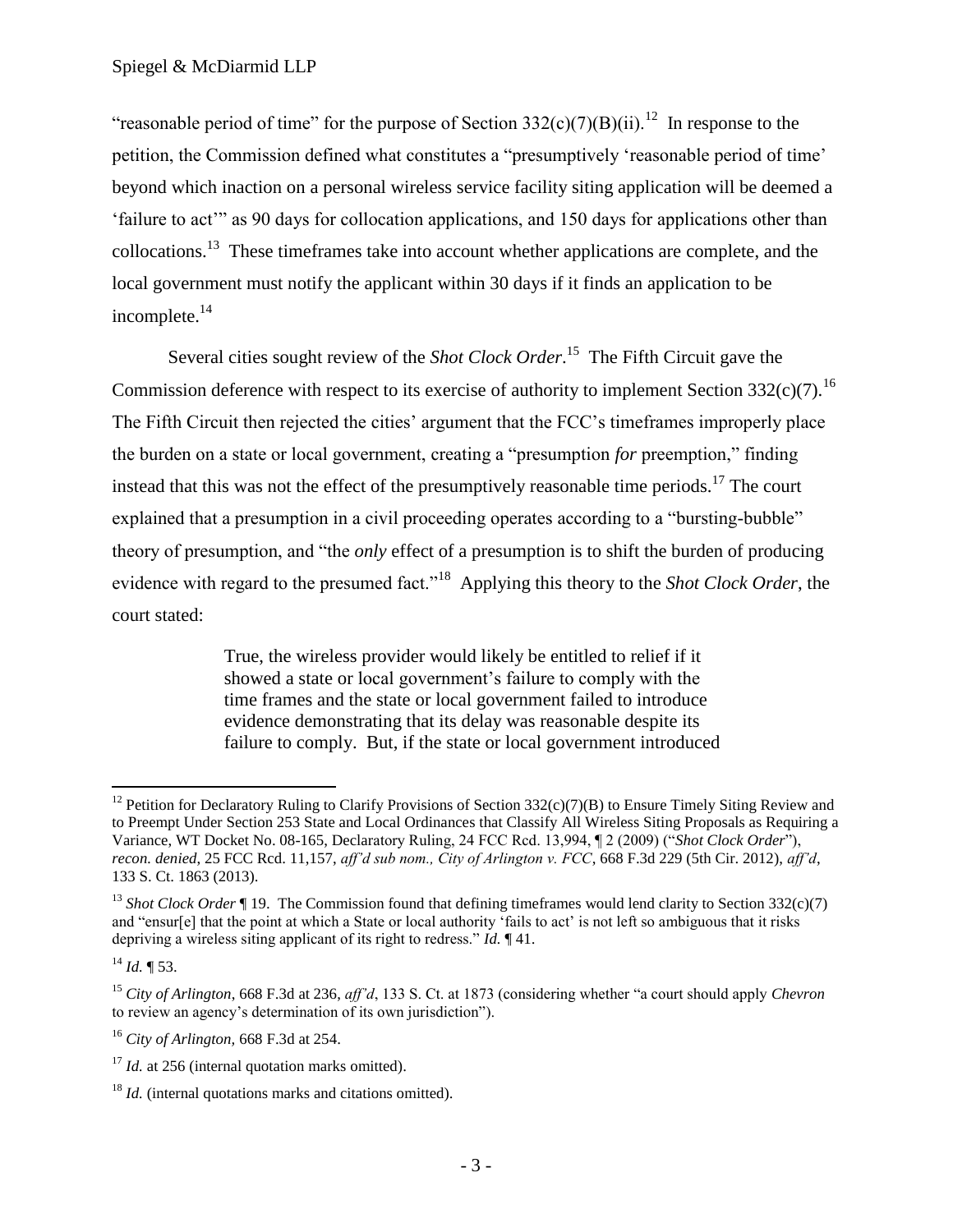"reasonable period of time" for the purpose of Section 332(c)(7)(B)(ii).[12] In response to the petition, the Commission defined what constitutes a "presumptively 'reasonable period of time' beyond which inaction on a personal wireless service facility siting application will be deemed a 'failure to act'" as 90 days for collocation applications, and 150 days for applications other than collocations.[13] These timeframes take into account whether applications are complete, and the local government must notify the applicant within 30 days if it finds an application to be incomplete.[14]

Several cities sought review of the *Shot Clock Order*.[15] The Fifth Circuit gave the Commission deference with respect to its exercise of authority to implement Section 332(c)(7).[16] The Fifth Circuit then rejected the cities' argument that the FCC's timeframes improperly place the burden on a state or local government, creating a "presumption *for* preemption," finding instead that this was not the effect of the presumptively reasonable time periods.[17] The court explained that a presumption in a civil proceeding operates according to a "bursting-bubble" theory of presumption, and "the *only* effect of a presumption is to shift the burden of producing evidence with regard to the presumed fact."[18] Applying this theory to the *Shot Clock Order*, the court stated:

> True, the wireless provider would likely be entitled to relief if it showed a state or local government's failure to comply with the time frames and the state or local government failed to introduce evidence demonstrating that its delay was reasonable despite its failure to comply. But, if the state or local government introduced

---

[12] Petition for Declaratory Ruling to Clarify Provisions of Section 332(c)(7)(B) to Ensure Timely Siting Review and to Preempt Under Section 253 State and Local Ordinances that Classify All Wireless Siting Proposals as Requiring a Variance, WT Docket No. 08-165, Declaratory Ruling, 24 FCC Rcd. 13,994, ¶ 2 (2009) ("*Shot Clock Order*"), *recon. denied*, 25 FCC Rcd. 11,157, *aff'd sub nom., City of Arlington v. FCC*, 668 F.3d 229 (5th Cir. 2012), *aff'd*, 133 S. Ct. 1863 (2013).

[13] *Shot Clock Order* ¶ 19. The Commission found that defining timeframes would lend clarity to Section 332(c)(7) and "ensur[e] that the point at which a State or local authority 'fails to act' is not left so ambiguous that it risks depriving a wireless siting applicant of its right to redress." *Id.* ¶ 41.

[14] *Id.* ¶ 53.

[15] *City of Arlington*, 668 F.3d at 236, *aff'd*, 133 S. Ct. at 1873 (considering whether "a court should apply *Chevron* to review an agency's determination of its own jurisdiction").

[16] *City of Arlington,* 668 F.3d at 254.

[17] *Id.* at 256 (internal quotation marks omitted).

[18] *Id.* (internal quotations marks and citations omitted).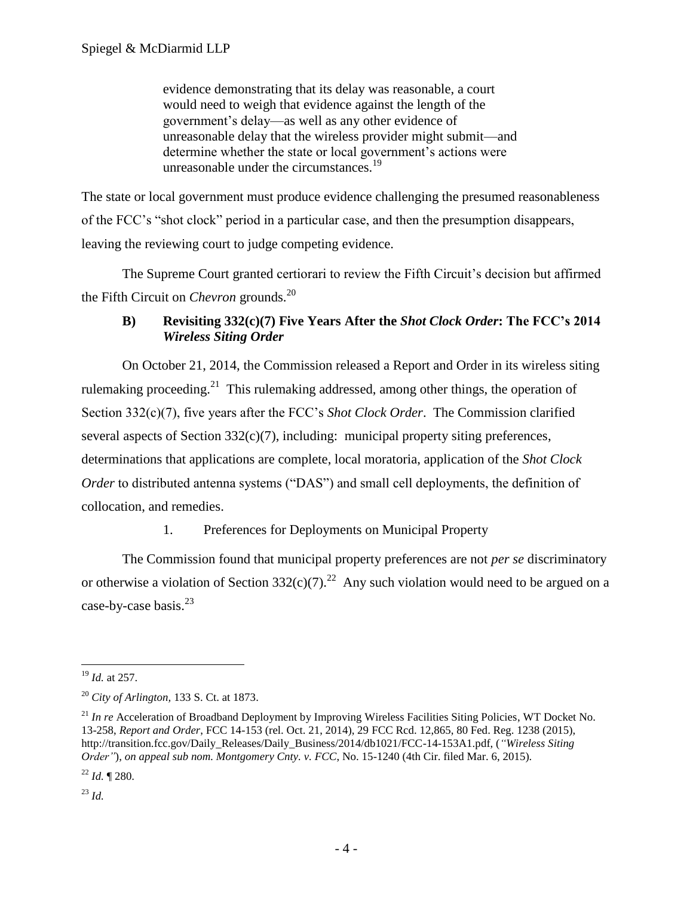> evidence demonstrating that its delay was reasonable, a court would need to weigh that evidence against the length of the government's delay—as well as any other evidence of unreasonable delay that the wireless provider might submit—and determine whether the state or local government's actions were unreasonable under the circumstances.[19]

The state or local government must produce evidence challenging the presumed reasonableness of the FCC's "shot clock" period in a particular case, and then the presumption disappears, leaving the reviewing court to judge competing evidence.

The Supreme Court granted certiorari to review the Fifth Circuit's decision but affirmed the Fifth Circuit on *Chevron* grounds.[20]

### B) Revisiting 332(c)(7) Five Years After the *Shot Clock Order*: The FCC's 2014 *Wireless Siting Order*

On October 21, 2014, the Commission released a Report and Order in its wireless siting rulemaking proceeding.[21] This rulemaking addressed, among other things, the operation of Section 332(c)(7), five years after the FCC's *Shot Clock Order*. The Commission clarified several aspects of Section 332(c)(7), including: municipal property siting preferences, determinations that applications are complete, local moratoria, application of the *Shot Clock Order* to distributed antenna systems ("DAS") and small cell deployments, the definition of collocation, and remedies.

#### 1. Preferences for Deployments on Municipal Property

The Commission found that municipal property preferences are not *per se* discriminatory or otherwise a violation of Section 332(c)(7).[22] Any such violation would need to be argued on a case-by-case basis.[23]

---

[19] *Id.* at 257.

[20] *City of Arlington,* 133 S. Ct. at 1873.

[21] *In re* Acceleration of Broadband Deployment by Improving Wireless Facilities Siting Policies, WT Docket No. 13-258, *Report and Order*, FCC 14-153 (rel. Oct. 21, 2014), 29 FCC Rcd. 12,865, 80 Fed. Reg. 1238 (2015), http://transition.fcc.gov/Daily_Releases/Daily_Business/2014/db1021/FCC-14-153A1.pdf, (*"Wireless Siting Order"*), *on appeal sub nom. Montgomery Cnty. v. FCC*, No. 15-1240 (4th Cir. filed Mar. 6, 2015).

[22] *Id.* ¶ 280.

[23] *Id.*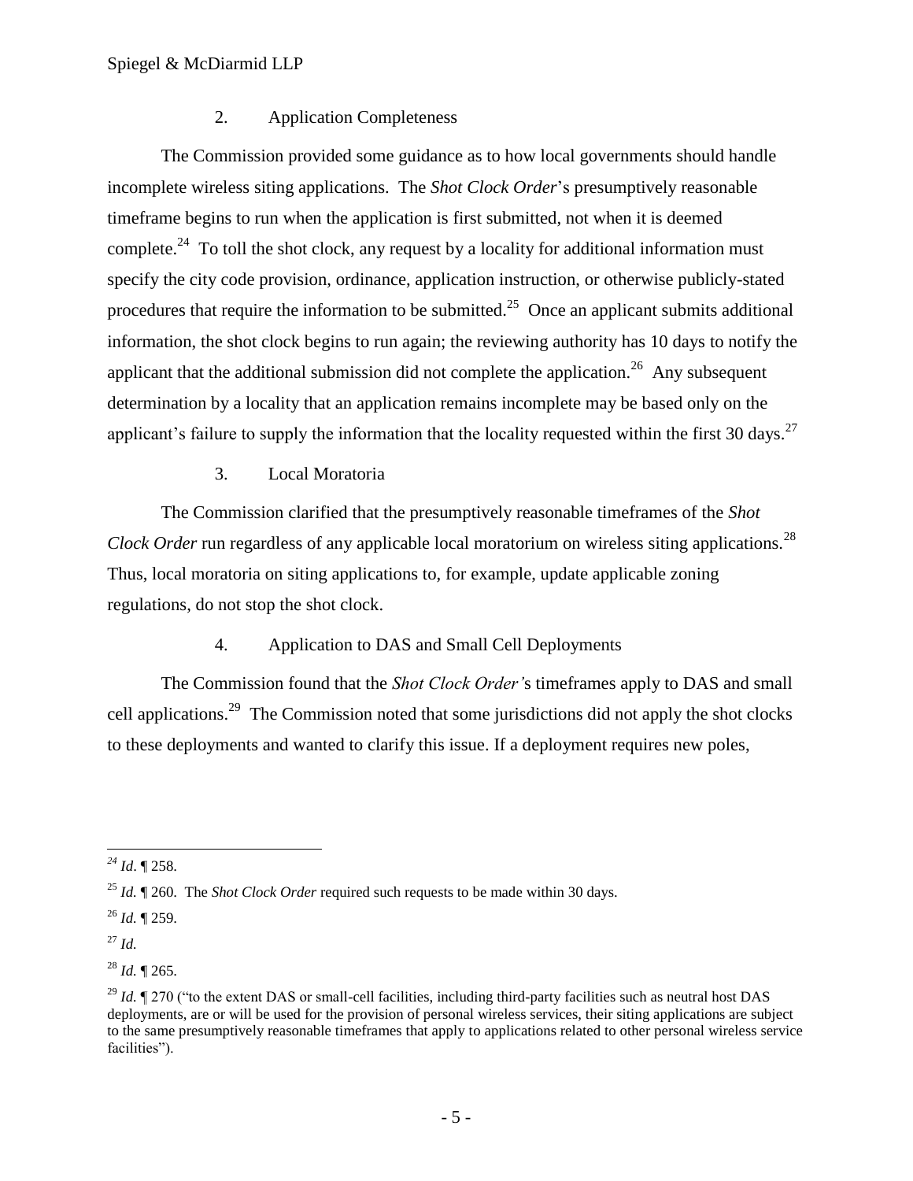### 2. Application Completeness

The Commission provided some guidance as to how local governments should handle incomplete wireless siting applications. The *Shot Clock Order*'s presumptively reasonable timeframe begins to run when the application is first submitted, not when it is deemed complete.[24] To toll the shot clock, any request by a locality for additional information must specify the city code provision, ordinance, application instruction, or otherwise publicly-stated procedures that require the information to be submitted.[25] Once an applicant submits additional information, the shot clock begins to run again; the reviewing authority has 10 days to notify the applicant that the additional submission did not complete the application.[26] Any subsequent determination by a locality that an application remains incomplete may be based only on the applicant's failure to supply the information that the locality requested within the first 30 days.[27]

### 3. Local Moratoria

The Commission clarified that the presumptively reasonable timeframes of the *Shot Clock Order* run regardless of any applicable local moratorium on wireless siting applications.[28] Thus, local moratoria on siting applications to, for example, update applicable zoning regulations, do not stop the shot clock.

### 4. Application to DAS and Small Cell Deployments

The Commission found that the *Shot Clock Order's* timeframes apply to DAS and small cell applications.[29] The Commission noted that some jurisdictions did not apply the shot clocks to these deployments and wanted to clarify this issue. If a deployment requires new poles,

---

[24] *Id*. ¶ 258.

[25] *Id.* ¶ 260. The *Shot Clock Order* required such requests to be made within 30 days.

[26] *Id.* ¶ 259.

[27] *Id.*

[28] *Id.* ¶ 265.

[29] *Id.* ¶ 270 ("to the extent DAS or small-cell facilities, including third-party facilities such as neutral host DAS deployments, are or will be used for the provision of personal wireless services, their siting applications are subject to the same presumptively reasonable timeframes that apply to applications related to other personal wireless service facilities").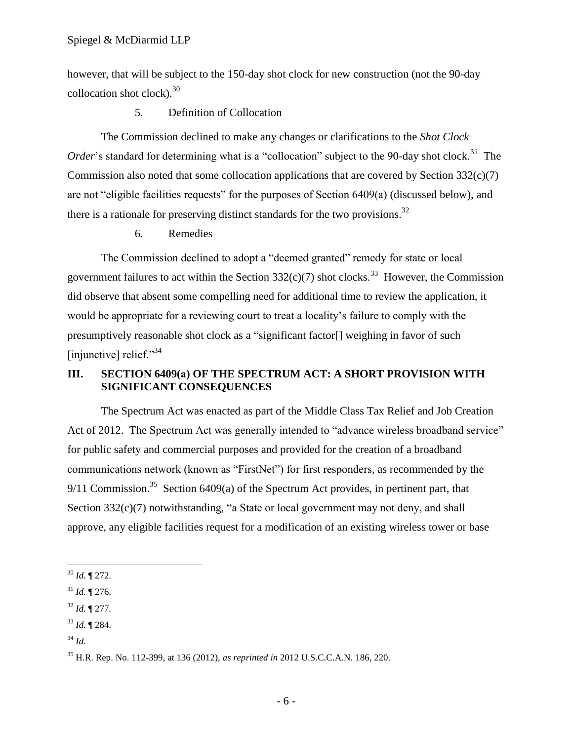however, that will be subject to the 150-day shot clock for new construction (not the 90-day collocation shot clock).[30]

### 5. Definition of Collocation

The Commission declined to make any changes or clarifications to the *Shot Clock Order*'s standard for determining what is a "collocation" subject to the 90-day shot clock.[31] The Commission also noted that some collocation applications that are covered by Section 332(c)(7) are not "eligible facilities requests" for the purposes of Section 6409(a) (discussed below), and there is a rationale for preserving distinct standards for the two provisions.[32]

### 6. Remedies

The Commission declined to adopt a "deemed granted" remedy for state or local government failures to act within the Section 332(c)(7) shot clocks.[33] However, the Commission did observe that absent some compelling need for additional time to review the application, it would be appropriate for a reviewing court to treat a locality's failure to comply with the presumptively reasonable shot clock as a "significant factor[] weighing in favor of such [injunctive] relief."[34]

## III. SECTION 6409(a) OF THE SPECTRUM ACT: A SHORT PROVISION WITH SIGNIFICANT CONSEQUENCES

The Spectrum Act was enacted as part of the Middle Class Tax Relief and Job Creation Act of 2012. The Spectrum Act was generally intended to "advance wireless broadband service" for public safety and commercial purposes and provided for the creation of a broadband communications network (known as "FirstNet") for first responders, as recommended by the 9/11 Commission.[35] Section 6409(a) of the Spectrum Act provides, in pertinent part, that Section 332(c)(7) notwithstanding, "a State or local government may not deny, and shall approve, any eligible facilities request for a modification of an existing wireless tower or base

---

[30] *Id.* ¶ 272.

[31] *Id.* ¶ 276.

[32] *Id.* ¶ 277.

[33] *Id.* ¶ 284.

[34] *Id.*

[35] H.R. Rep. No. 112-399, at 136 (2012), *as reprinted in* 2012 U.S.C.C.A.N. 186, 220.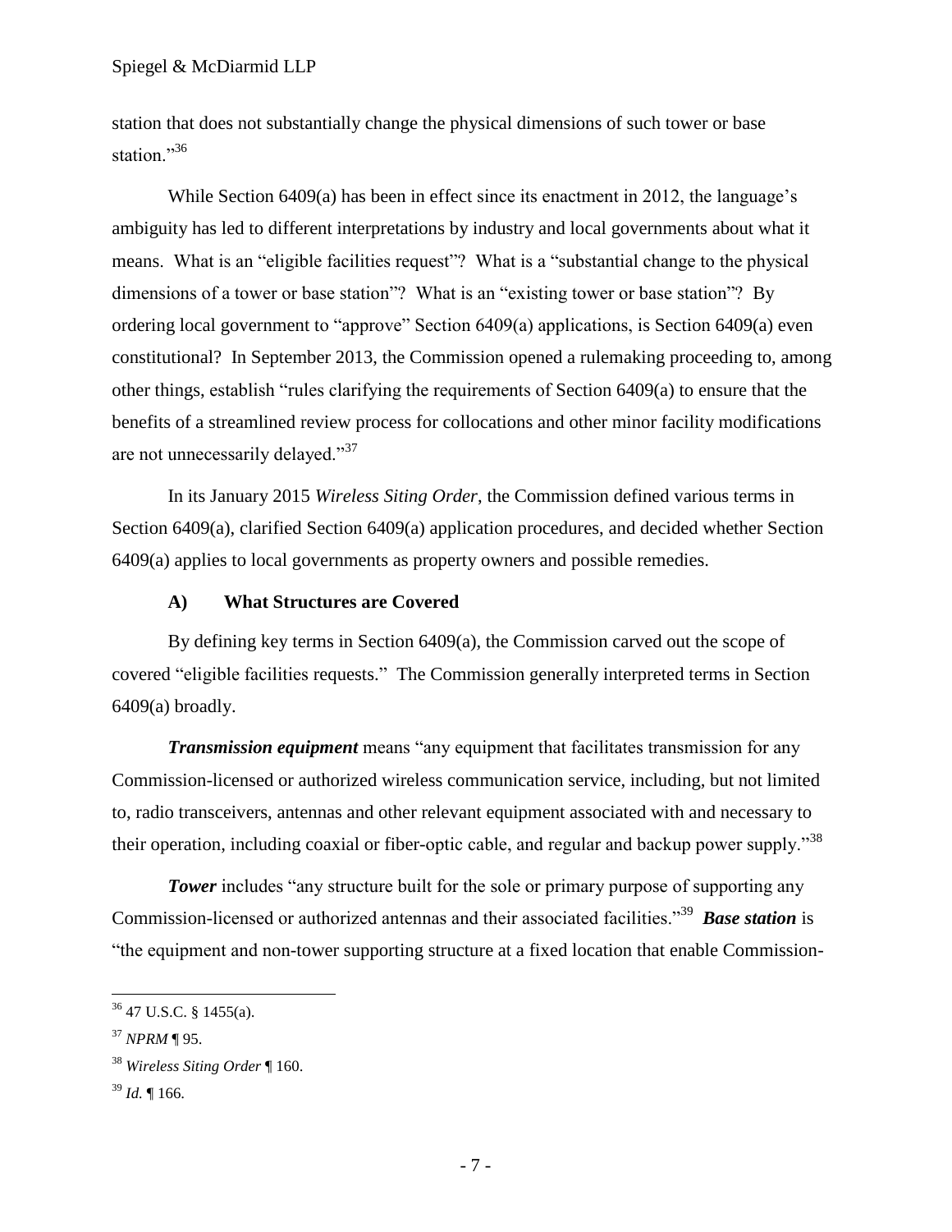station that does not substantially change the physical dimensions of such tower or base station."[36]

While Section 6409(a) has been in effect since its enactment in 2012, the language's ambiguity has led to different interpretations by industry and local governments about what it means. What is an "eligible facilities request"? What is a "substantial change to the physical dimensions of a tower or base station"? What is an "existing tower or base station"? By ordering local government to "approve" Section 6409(a) applications, is Section 6409(a) even constitutional? In September 2013, the Commission opened a rulemaking proceeding to, among other things, establish "rules clarifying the requirements of Section 6409(a) to ensure that the benefits of a streamlined review process for collocations and other minor facility modifications are not unnecessarily delayed."[37]

In its January 2015 *Wireless Siting Order*, the Commission defined various terms in Section 6409(a), clarified Section 6409(a) application procedures, and decided whether Section 6409(a) applies to local governments as property owners and possible remedies.

### A) What Structures are Covered

By defining key terms in Section 6409(a), the Commission carved out the scope of covered "eligible facilities requests." The Commission generally interpreted terms in Section 6409(a) broadly.

***Transmission equipment*** means "any equipment that facilitates transmission for any Commission-licensed or authorized wireless communication service, including, but not limited to, radio transceivers, antennas and other relevant equipment associated with and necessary to their operation, including coaxial or fiber-optic cable, and regular and backup power supply."[38]

***Tower*** includes "any structure built for the sole or primary purpose of supporting any Commission-licensed or authorized antennas and their associated facilities."[39] ***Base station*** is "the equipment and non-tower supporting structure at a fixed location that enable Commission-

---

[36] 47 U.S.C. § 1455(a).

[37] *NPRM* ¶ 95.

[38] *Wireless Siting Order* ¶ 160.

[39] *Id.* ¶ 166.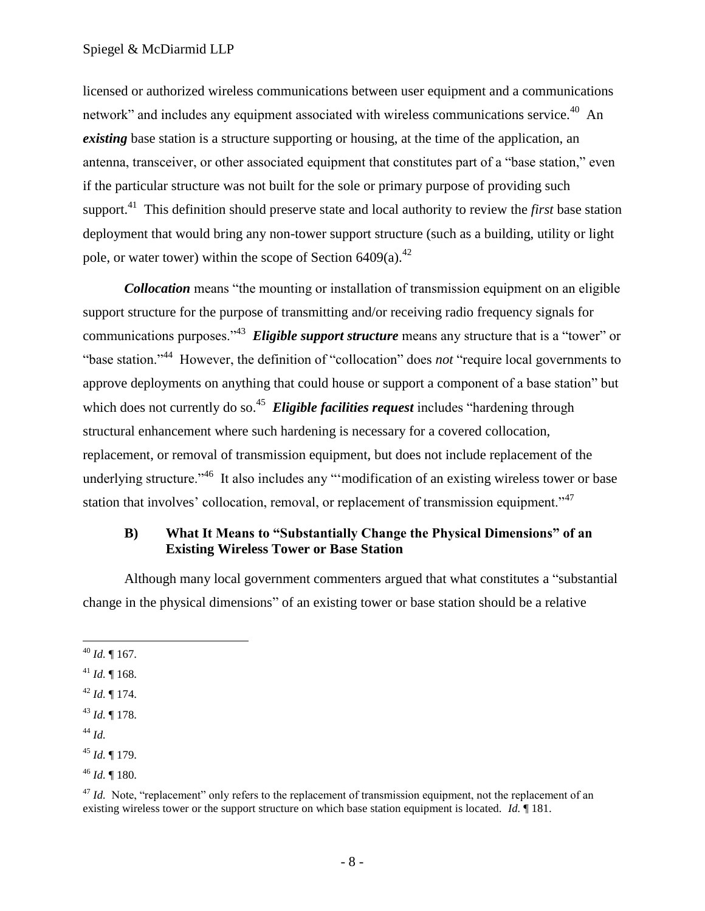licensed or authorized wireless communications between user equipment and a communications network" and includes any equipment associated with wireless communications service.[40] An ***existing*** base station is a structure supporting or housing, at the time of the application, an antenna, transceiver, or other associated equipment that constitutes part of a "base station," even if the particular structure was not built for the sole or primary purpose of providing such support.[41] This definition should preserve state and local authority to review the *first* base station deployment that would bring any non-tower support structure (such as a building, utility or light pole, or water tower) within the scope of Section 6409(a).[42]

***Collocation*** means "the mounting or installation of transmission equipment on an eligible support structure for the purpose of transmitting and/or receiving radio frequency signals for communications purposes."[43] ***Eligible support structure*** means any structure that is a "tower" or "base station."[44] However, the definition of "collocation" does *not* "require local governments to approve deployments on anything that could house or support a component of a base station" but which does not currently do so.[45] ***Eligible facilities request*** includes "hardening through structural enhancement where such hardening is necessary for a covered collocation, replacement, or removal of transmission equipment, but does not include replacement of the underlying structure."[46] It also includes any "'modification of an existing wireless tower or base station that involves' collocation, removal, or replacement of transmission equipment."[47]

### B) What It Means to "Substantially Change the Physical Dimensions" of an Existing Wireless Tower or Base Station

Although many local government commenters argued that what constitutes a "substantial change in the physical dimensions" of an existing tower or base station should be a relative

---

[40] *Id.* ¶ 167.

[41] *Id.* ¶ 168.

[42] *Id.* ¶ 174.

[43] *Id.* ¶ 178.

[44] *Id.*

[45] *Id.* ¶ 179.

[46] *Id.* ¶ 180.

[47] *Id.* Note, "replacement" only refers to the replacement of transmission equipment, not the replacement of an existing wireless tower or the support structure on which base station equipment is located. *Id.* ¶ 181.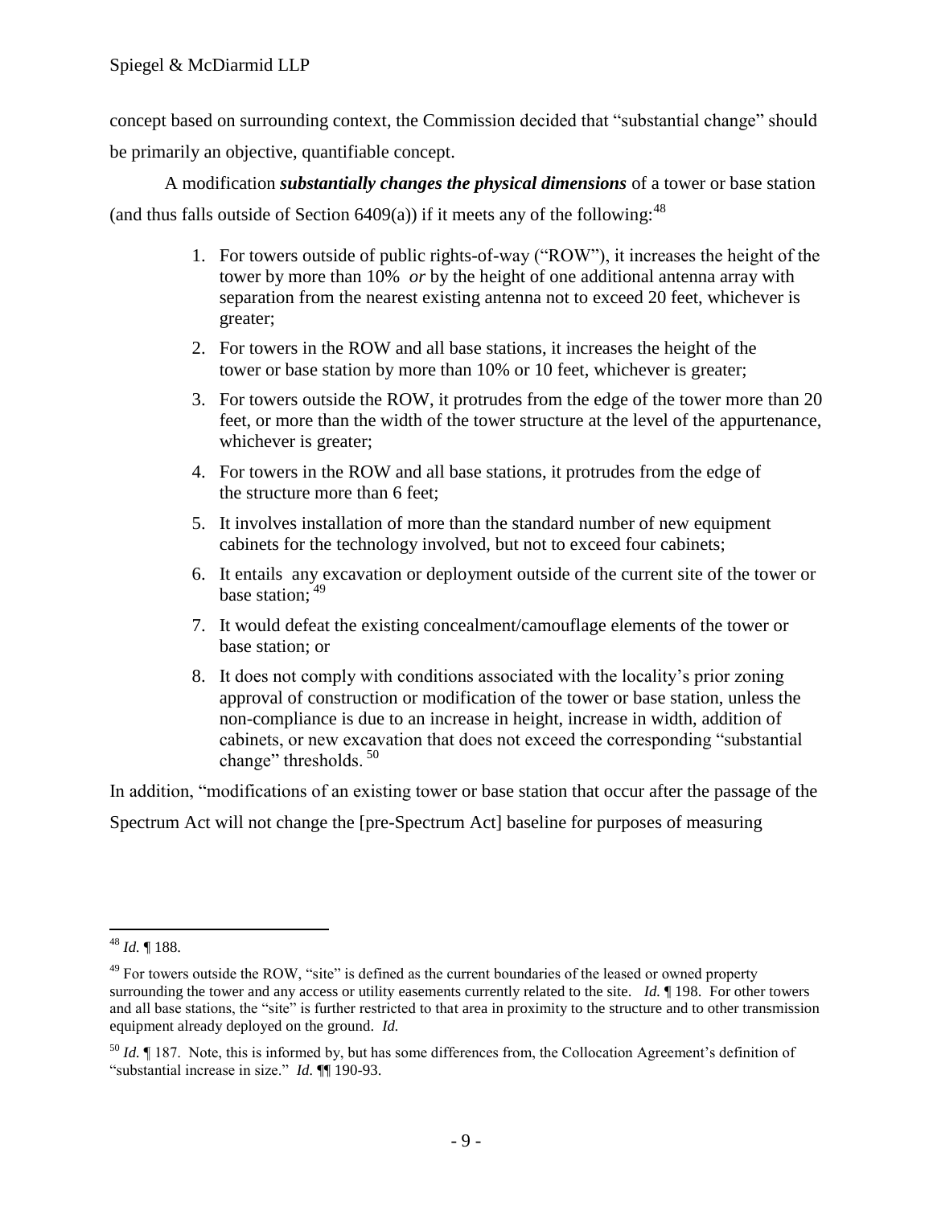concept based on surrounding context, the Commission decided that "substantial change" should be primarily an objective, quantifiable concept.

A modification ***substantially changes the physical dimensions*** of a tower or base station (and thus falls outside of Section 6409(a)) if it meets any of the following:[48]

1. For towers outside of public rights-of-way ("ROW"), it increases the height of the tower by more than 10% *or* by the height of one additional antenna array with separation from the nearest existing antenna not to exceed 20 feet, whichever is greater;
2. For towers in the ROW and all base stations, it increases the height of the tower or base station by more than 10% or 10 feet, whichever is greater;
3. For towers outside the ROW, it protrudes from the edge of the tower more than 20 feet, or more than the width of the tower structure at the level of the appurtenance, whichever is greater;
4. For towers in the ROW and all base stations, it protrudes from the edge of the structure more than 6 feet;
5. It involves installation of more than the standard number of new equipment cabinets for the technology involved, but not to exceed four cabinets;
6. It entails any excavation or deployment outside of the current site of the tower or base station;[49]
7. It would defeat the existing concealment/camouflage elements of the tower or base station; or
8. It does not comply with conditions associated with the locality's prior zoning approval of construction or modification of the tower or base station, unless the non-compliance is due to an increase in height, increase in width, addition of cabinets, or new excavation that does not exceed the corresponding "substantial change" thresholds.[50]

In addition, "modifications of an existing tower or base station that occur after the passage of the Spectrum Act will not change the [pre-Spectrum Act] baseline for purposes of measuring

---

[48] *Id.* ¶ 188.

[49] For towers outside the ROW, "site" is defined as the current boundaries of the leased or owned property surrounding the tower and any access or utility easements currently related to the site. *Id.* ¶ 198. For other towers and all base stations, the "site" is further restricted to that area in proximity to the structure and to other transmission equipment already deployed on the ground. *Id.*

[50] *Id.* ¶ 187. Note, this is informed by, but has some differences from, the Collocation Agreement's definition of "substantial increase in size." *Id.* ¶¶ 190-93.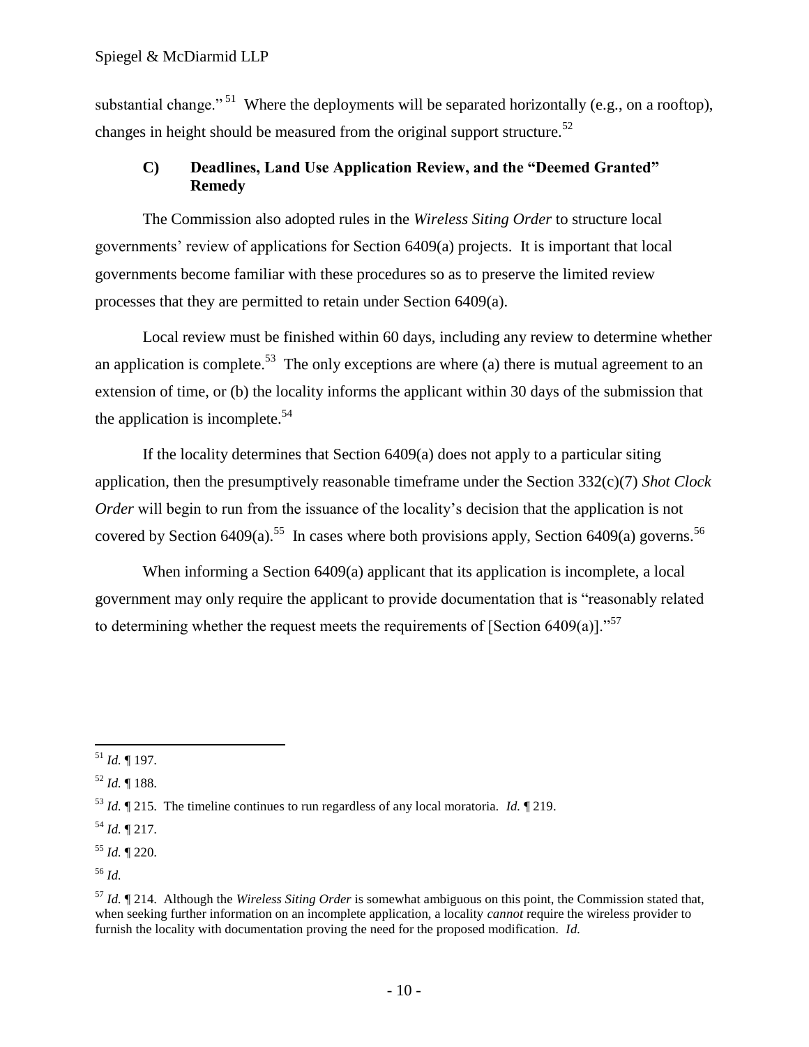substantial change."[51] Where the deployments will be separated horizontally (e.g., on a rooftop), changes in height should be measured from the original support structure.[52]

### C) Deadlines, Land Use Application Review, and the "Deemed Granted" Remedy

The Commission also adopted rules in the *Wireless Siting Order* to structure local governments' review of applications for Section 6409(a) projects. It is important that local governments become familiar with these procedures so as to preserve the limited review processes that they are permitted to retain under Section 6409(a).

Local review must be finished within 60 days, including any review to determine whether an application is complete.[53] The only exceptions are where (a) there is mutual agreement to an extension of time, or (b) the locality informs the applicant within 30 days of the submission that the application is incomplete.[54]

If the locality determines that Section 6409(a) does not apply to a particular siting application, then the presumptively reasonable timeframe under the Section 332(c)(7) *Shot Clock Order* will begin to run from the issuance of the locality's decision that the application is not covered by Section 6409(a).[55] In cases where both provisions apply, Section 6409(a) governs.[56]

When informing a Section 6409(a) applicant that its application is incomplete, a local government may only require the applicant to provide documentation that is "reasonably related to determining whether the request meets the requirements of [Section 6409(a)]."[57]

---

[51] *Id.* ¶ 197.

[52] *Id.* ¶ 188.

[53] *Id.* ¶ 215. The timeline continues to run regardless of any local moratoria. *Id.* ¶ 219.

[54] *Id.* ¶ 217.

[55] *Id.* ¶ 220.

[56] *Id.*

[57] *Id.* ¶ 214. Although the *Wireless Siting Order* is somewhat ambiguous on this point, the Commission stated that, when seeking further information on an incomplete application, a locality *cannot* require the wireless provider to furnish the locality with documentation proving the need for the proposed modification. *Id.*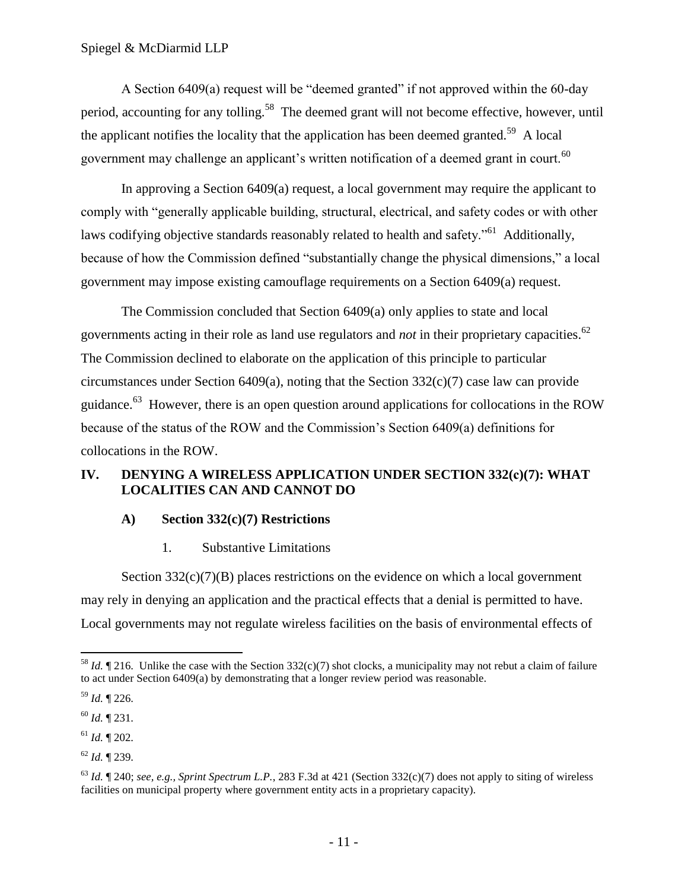A Section 6409(a) request will be "deemed granted" if not approved within the 60-day period, accounting for any tolling.[58] The deemed grant will not become effective, however, until the applicant notifies the locality that the application has been deemed granted.[59] A local government may challenge an applicant's written notification of a deemed grant in court.[60]

In approving a Section 6409(a) request, a local government may require the applicant to comply with "generally applicable building, structural, electrical, and safety codes or with other laws codifying objective standards reasonably related to health and safety."[61] Additionally, because of how the Commission defined "substantially change the physical dimensions," a local government may impose existing camouflage requirements on a Section 6409(a) request.

The Commission concluded that Section 6409(a) only applies to state and local governments acting in their role as land use regulators and *not* in their proprietary capacities.[62] The Commission declined to elaborate on the application of this principle to particular circumstances under Section 6409(a), noting that the Section 332(c)(7) case law can provide guidance.[63] However, there is an open question around applications for collocations in the ROW because of the status of the ROW and the Commission's Section 6409(a) definitions for collocations in the ROW.

## IV. DENYING A WIRELESS APPLICATION UNDER SECTION 332(c)(7): WHAT LOCALITIES CAN AND CANNOT DO

### A) Section 332(c)(7) Restrictions

#### 1. Substantive Limitations

Section 332(c)(7)(B) places restrictions on the evidence on which a local government may rely in denying an application and the practical effects that a denial is permitted to have. Local governments may not regulate wireless facilities on the basis of environmental effects of

---

[58] *Id.* ¶ 216. Unlike the case with the Section 332(c)(7) shot clocks, a municipality may not rebut a claim of failure to act under Section 6409(a) by demonstrating that a longer review period was reasonable.

[59] *Id.* ¶ 226.

[60] *Id.* ¶ 231.

[61] *Id.* ¶ 202.

[62] *Id.* ¶ 239.

[63] *Id.* ¶ 240; *see, e.g., Sprint Spectrum L.P.*, 283 F.3d at 421 (Section 332(c)(7) does not apply to siting of wireless facilities on municipal property where government entity acts in a proprietary capacity).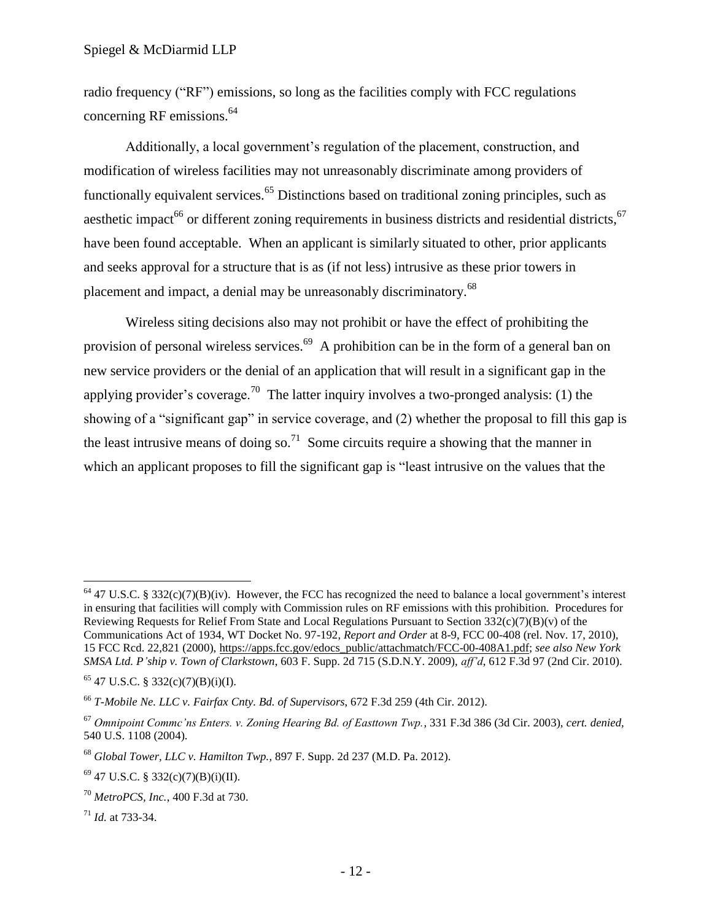radio frequency ("RF") emissions, so long as the facilities comply with FCC regulations concerning RF emissions.[64]

Additionally, a local government's regulation of the placement, construction, and modification of wireless facilities may not unreasonably discriminate among providers of functionally equivalent services.[65] Distinctions based on traditional zoning principles, such as aesthetic impact[66] or different zoning requirements in business districts and residential districts,[67] have been found acceptable. When an applicant is similarly situated to other, prior applicants and seeks approval for a structure that is as (if not less) intrusive as these prior towers in placement and impact, a denial may be unreasonably discriminatory.[68]

Wireless siting decisions also may not prohibit or have the effect of prohibiting the provision of personal wireless services.[69] A prohibition can be in the form of a general ban on new service providers or the denial of an application that will result in a significant gap in the applying provider's coverage.[70] The latter inquiry involves a two-pronged analysis: (1) the showing of a "significant gap" in service coverage, and (2) whether the proposal to fill this gap is the least intrusive means of doing so.[71] Some circuits require a showing that the manner in which an applicant proposes to fill the significant gap is "least intrusive on the values that the

---

[64] 47 U.S.C. § 332(c)(7)(B)(iv). However, the FCC has recognized the need to balance a local government's interest in ensuring that facilities will comply with Commission rules on RF emissions with this prohibition. Procedures for Reviewing Requests for Relief From State and Local Regulations Pursuant to Section 332(c)(7)(B)(v) of the Communications Act of 1934, WT Docket No. 97-192, *Report and Order* at 8-9, FCC 00-408 (rel. Nov. 17, 2010), 15 FCC Rcd. 22,821 (2000), https://apps.fcc.gov/edocs_public/attachmatch/FCC-00-408A1.pdf; *see also New York SMSA Ltd. P'ship v. Town of Clarkstown*, 603 F. Supp. 2d 715 (S.D.N.Y. 2009), *aff'd*, 612 F.3d 97 (2nd Cir. 2010).

[65] 47 U.S.C. § 332(c)(7)(B)(i)(I).

[66] *T-Mobile Ne. LLC v. Fairfax Cnty. Bd. of Supervisors*, 672 F.3d 259 (4th Cir. 2012).

[67] *Omnipoint Commc'ns Enters. v. Zoning Hearing Bd. of Easttown Twp.*, 331 F.3d 386 (3d Cir. 2003), *cert. denied*, 540 U.S. 1108 (2004).

[68] *Global Tower, LLC v. Hamilton Twp.*, 897 F. Supp. 2d 237 (M.D. Pa. 2012).

[69] 47 U.S.C. § 332(c)(7)(B)(i)(II).

[70] *MetroPCS, Inc.*, 400 F.3d at 730.

[71] *Id.* at 733-34.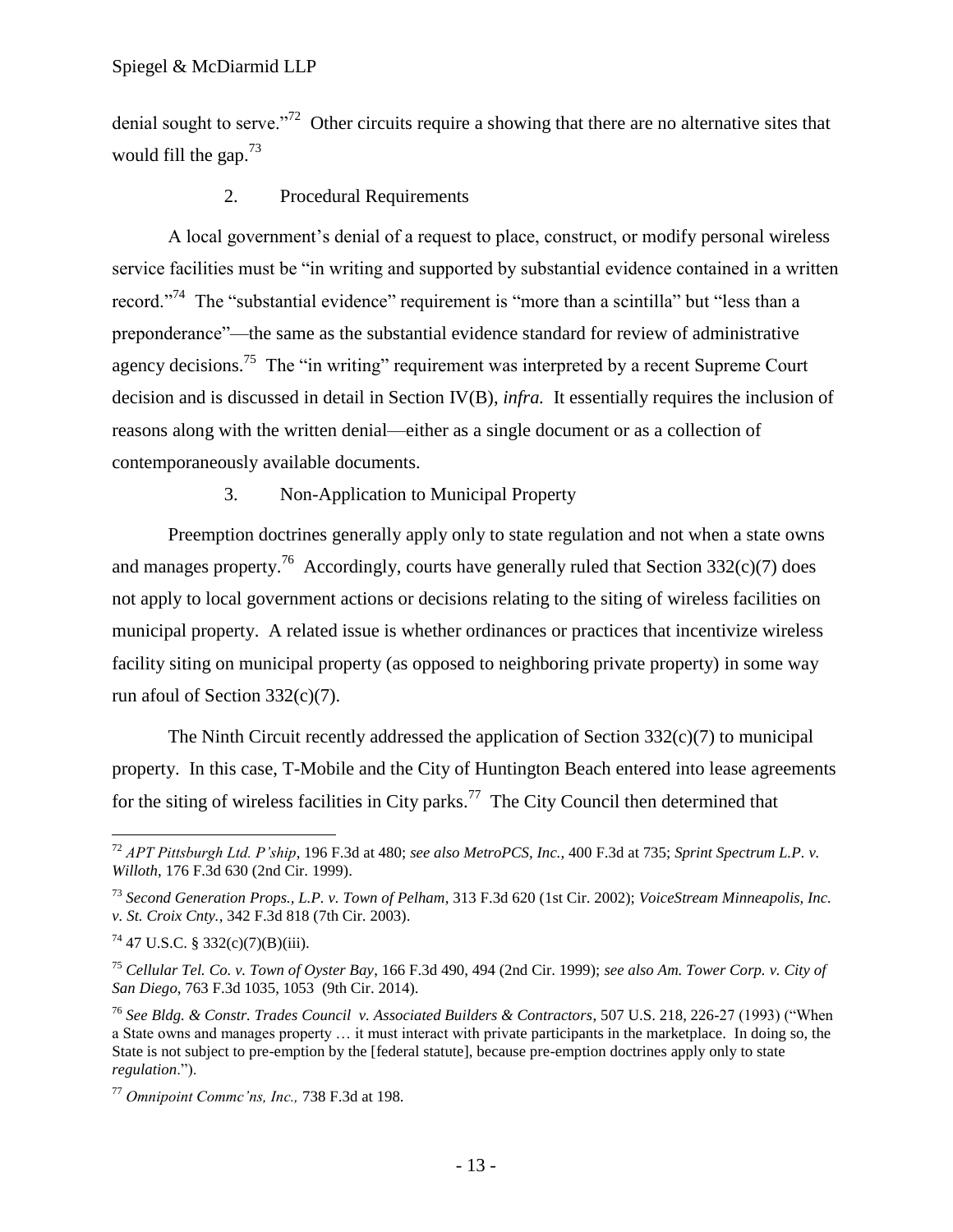denial sought to serve."[72] Other circuits require a showing that there are no alternative sites that would fill the gap.[73]

### 2. Procedural Requirements

A local government's denial of a request to place, construct, or modify personal wireless service facilities must be "in writing and supported by substantial evidence contained in a written record."[74] The "substantial evidence" requirement is "more than a scintilla" but "less than a preponderance"—the same as the substantial evidence standard for review of administrative agency decisions.[75] The "in writing" requirement was interpreted by a recent Supreme Court decision and is discussed in detail in Section IV(B), *infra.* It essentially requires the inclusion of reasons along with the written denial—either as a single document or as a collection of contemporaneously available documents.

### 3. Non-Application to Municipal Property

Preemption doctrines generally apply only to state regulation and not when a state owns and manages property.[76] Accordingly, courts have generally ruled that Section 332(c)(7) does not apply to local government actions or decisions relating to the siting of wireless facilities on municipal property. A related issue is whether ordinances or practices that incentivize wireless facility siting on municipal property (as opposed to neighboring private property) in some way run afoul of Section 332(c)(7).

The Ninth Circuit recently addressed the application of Section 332(c)(7) to municipal property. In this case, T-Mobile and the City of Huntington Beach entered into lease agreements for the siting of wireless facilities in City parks.[77] The City Council then determined that

---

[72] *APT Pittsburgh Ltd. P'ship*, 196 F.3d at 480; *see also MetroPCS, Inc.,* 400 F.3d at 735; *Sprint Spectrum L.P. v. Willoth*, 176 F.3d 630 (2nd Cir. 1999).

[73] *Second Generation Props., L.P. v. Town of Pelham*, 313 F.3d 620 (1st Cir. 2002); *VoiceStream Minneapolis, Inc. v. St. Croix Cnty.*, 342 F.3d 818 (7th Cir. 2003).

[74] 47 U.S.C. § 332(c)(7)(B)(iii).

[75] *Cellular Tel. Co. v. Town of Oyster Bay*, 166 F.3d 490, 494 (2nd Cir. 1999); *see also Am. Tower Corp. v. City of San Diego*, 763 F.3d 1035, 1053 (9th Cir. 2014).

[76] *See Bldg. & Constr. Trades Council v. Associated Builders & Contractors*, 507 U.S. 218, 226-27 (1993) ("When a State owns and manages property … it must interact with private participants in the marketplace. In doing so, the State is not subject to pre-emption by the [federal statute], because pre-emption doctrines apply only to state *regulation*.").

[77] *Omnipoint Commc'ns, Inc.,* 738 F.3d at 198.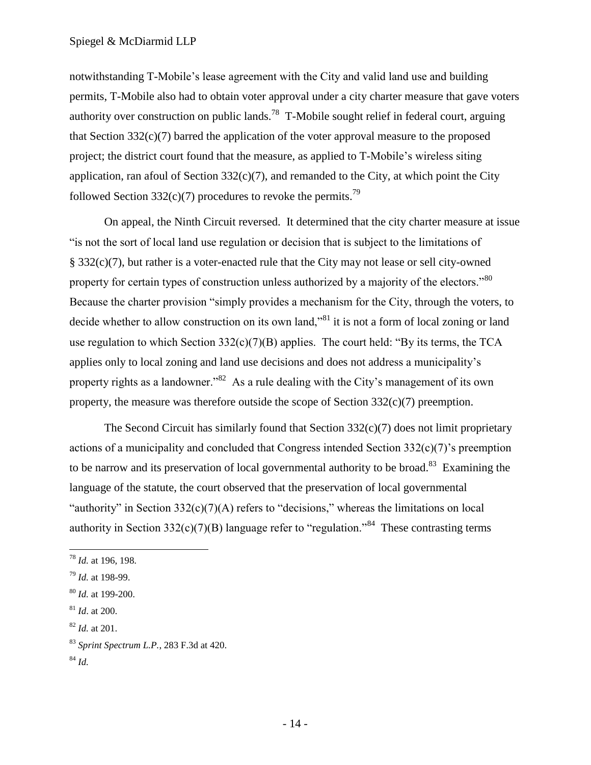notwithstanding T-Mobile's lease agreement with the City and valid land use and building permits, T-Mobile also had to obtain voter approval under a city charter measure that gave voters authority over construction on public lands.[78] T-Mobile sought relief in federal court, arguing that Section 332(c)(7) barred the application of the voter approval measure to the proposed project; the district court found that the measure, as applied to T-Mobile's wireless siting application, ran afoul of Section 332(c)(7), and remanded to the City, at which point the City followed Section 332(c)(7) procedures to revoke the permits.[79]

On appeal, the Ninth Circuit reversed. It determined that the city charter measure at issue "is not the sort of local land use regulation or decision that is subject to the limitations of § 332(c)(7), but rather is a voter-enacted rule that the City may not lease or sell city-owned property for certain types of construction unless authorized by a majority of the electors."[80] Because the charter provision "simply provides a mechanism for the City, through the voters, to decide whether to allow construction on its own land,"[81] it is not a form of local zoning or land use regulation to which Section 332(c)(7)(B) applies. The court held: "By its terms, the TCA applies only to local zoning and land use decisions and does not address a municipality's property rights as a landowner."[82] As a rule dealing with the City's management of its own property, the measure was therefore outside the scope of Section 332(c)(7) preemption.

The Second Circuit has similarly found that Section 332(c)(7) does not limit proprietary actions of a municipality and concluded that Congress intended Section 332(c)(7)'s preemption to be narrow and its preservation of local governmental authority to be broad.[83] Examining the language of the statute, the court observed that the preservation of local governmental "authority" in Section 332(c)(7)(A) refers to "decisions," whereas the limitations on local authority in Section 332(c)(7)(B) language refer to "regulation."[84] These contrasting terms

---

[78] *Id.* at 196, 198.

[79] *Id.* at 198-99.

[80] *Id.* at 199-200.

[81] *Id*. at 200.

[82] *Id.* at 201.

[83] *Sprint Spectrum L.P.*, 283 F.3d at 420.

[84] *Id.*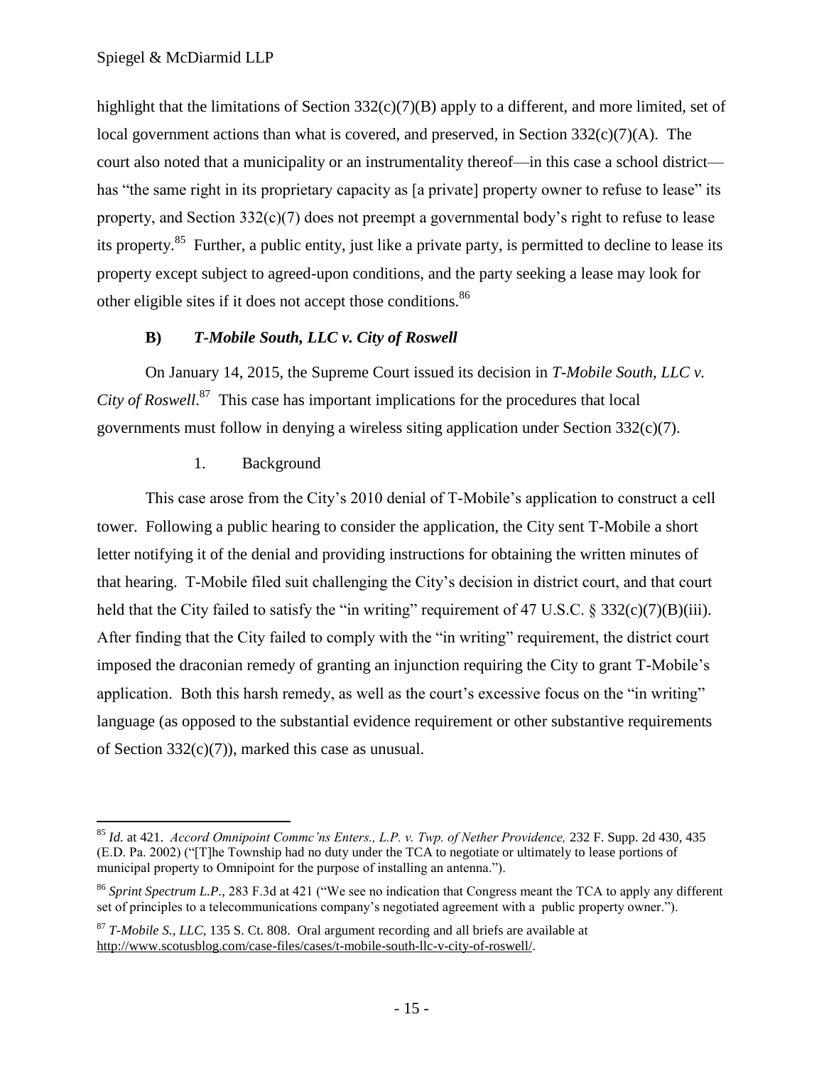highlight that the limitations of Section 332(c)(7)(B) apply to a different, and more limited, set of local government actions than what is covered, and preserved, in Section 332(c)(7)(A). The court also noted that a municipality or an instrumentality thereof—in this case a school district—has "the same right in its proprietary capacity as [a private] property owner to refuse to lease" its property, and Section 332(c)(7) does not preempt a governmental body's right to refuse to lease its property.[85] Further, a public entity, just like a private party, is permitted to decline to lease its property except subject to agreed-upon conditions, and the party seeking a lease may look for other eligible sites if it does not accept those conditions.[86]

### B) *T-Mobile South, LLC v. City of Roswell*

On January 14, 2015, the Supreme Court issued its decision in *T-Mobile South, LLC v. City of Roswell*.[87] This case has important implications for the procedures that local governments must follow in denying a wireless siting application under Section 332(c)(7).

#### 1. Background

This case arose from the City's 2010 denial of T-Mobile's application to construct a cell tower. Following a public hearing to consider the application, the City sent T-Mobile a short letter notifying it of the denial and providing instructions for obtaining the written minutes of that hearing. T-Mobile filed suit challenging the City's decision in district court, and that court held that the City failed to satisfy the "in writing" requirement of 47 U.S.C. § 332(c)(7)(B)(iii). After finding that the City failed to comply with the "in writing" requirement, the district court imposed the draconian remedy of granting an injunction requiring the City to grant T-Mobile's application. Both this harsh remedy, as well as the court's excessive focus on the "in writing" language (as opposed to the substantial evidence requirement or other substantive requirements of Section 332(c)(7)), marked this case as unusual.

---

[85] *Id.* at 421. *Accord Omnipoint Commc'ns Enters., L.P. v. Twp. of Nether Providence,* 232 F. Supp. 2d 430, 435 (E.D. Pa. 2002) ("[T]he Township had no duty under the TCA to negotiate or ultimately to lease portions of municipal property to Omnipoint for the purpose of installing an antenna.").

[86] *Sprint Spectrum L.P.,* 283 F.3d at 421 ("We see no indication that Congress meant the TCA to apply any different set of principles to a telecommunications company's negotiated agreement with a public property owner.").

[87] *T-Mobile S., LLC,* 135 S. Ct. 808. Oral argument recording and all briefs are available at http://www.scotusblog.com/case-files/cases/t-mobile-south-llc-v-city-of-roswell/.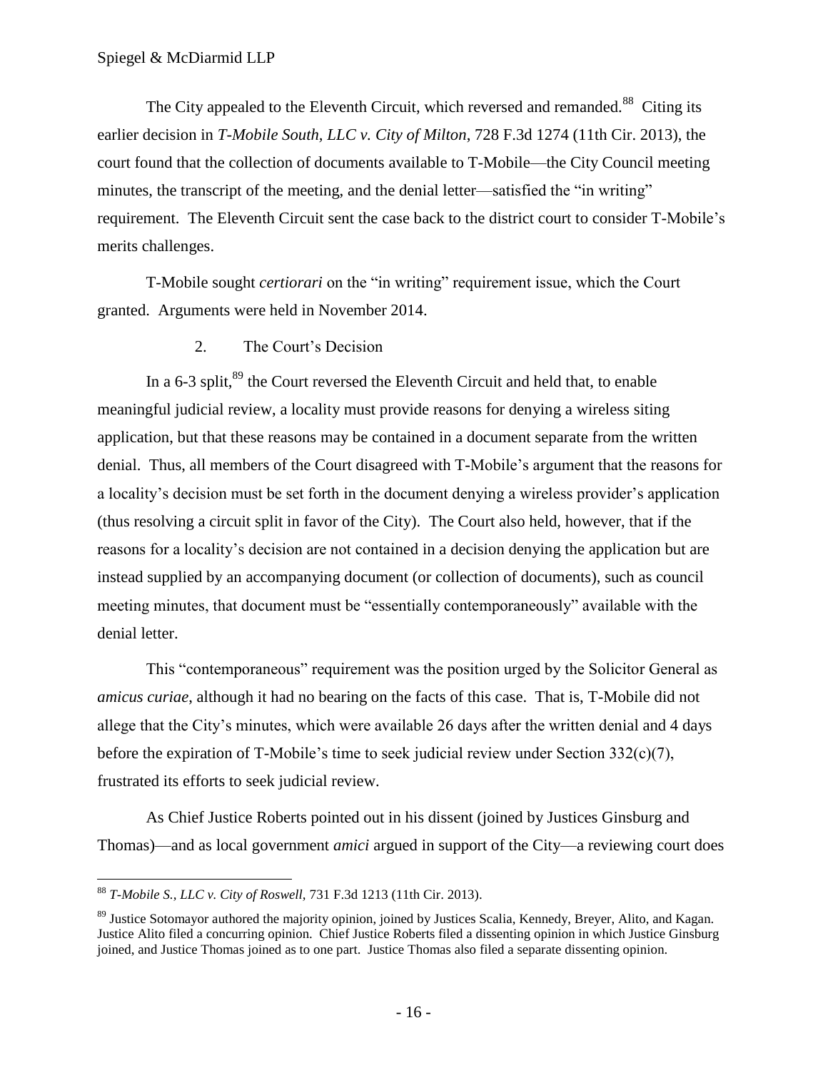The City appealed to the Eleventh Circuit, which reversed and remanded.[88] Citing its earlier decision in *T-Mobile South, LLC v. City of Milton*, 728 F.3d 1274 (11th Cir. 2013), the court found that the collection of documents available to T-Mobile—the City Council meeting minutes, the transcript of the meeting, and the denial letter—satisfied the "in writing" requirement. The Eleventh Circuit sent the case back to the district court to consider T-Mobile's merits challenges.

T-Mobile sought *certiorari* on the "in writing" requirement issue, which the Court granted. Arguments were held in November 2014.

### 2. The Court's Decision

In a 6-3 split,[89] the Court reversed the Eleventh Circuit and held that, to enable meaningful judicial review, a locality must provide reasons for denying a wireless siting application, but that these reasons may be contained in a document separate from the written denial. Thus, all members of the Court disagreed with T-Mobile's argument that the reasons for a locality's decision must be set forth in the document denying a wireless provider's application (thus resolving a circuit split in favor of the City). The Court also held, however, that if the reasons for a locality's decision are not contained in a decision denying the application but are instead supplied by an accompanying document (or collection of documents), such as council meeting minutes, that document must be "essentially contemporaneously" available with the denial letter.

This "contemporaneous" requirement was the position urged by the Solicitor General as *amicus curiae*, although it had no bearing on the facts of this case. That is, T-Mobile did not allege that the City's minutes, which were available 26 days after the written denial and 4 days before the expiration of T-Mobile's time to seek judicial review under Section 332(c)(7), frustrated its efforts to seek judicial review.

As Chief Justice Roberts pointed out in his dissent (joined by Justices Ginsburg and Thomas)—and as local government *amici* argued in support of the City—a reviewing court does

---

[88] *T-Mobile S., LLC v. City of Roswell*, 731 F.3d 1213 (11th Cir. 2013).

[89] Justice Sotomayor authored the majority opinion, joined by Justices Scalia, Kennedy, Breyer, Alito, and Kagan. Justice Alito filed a concurring opinion. Chief Justice Roberts filed a dissenting opinion in which Justice Ginsburg joined, and Justice Thomas joined as to one part. Justice Thomas also filed a separate dissenting opinion.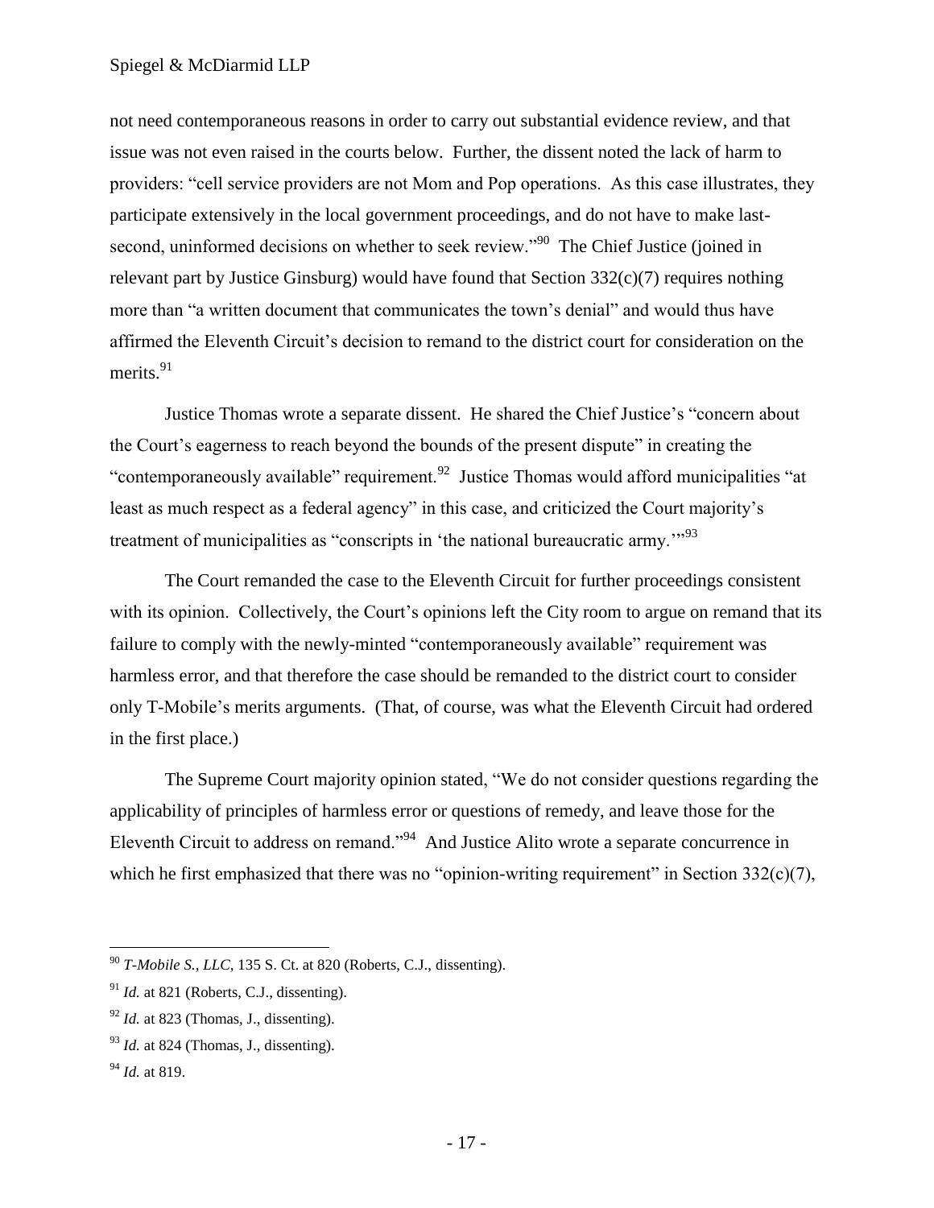not need contemporaneous reasons in order to carry out substantial evidence review, and that issue was not even raised in the courts below. Further, the dissent noted the lack of harm to providers: "cell service providers are not Mom and Pop operations. As this case illustrates, they participate extensively in the local government proceedings, and do not have to make last-second, uninformed decisions on whether to seek review."[90] The Chief Justice (joined in relevant part by Justice Ginsburg) would have found that Section 332(c)(7) requires nothing more than "a written document that communicates the town's denial" and would thus have affirmed the Eleventh Circuit's decision to remand to the district court for consideration on the merits.[91]

Justice Thomas wrote a separate dissent. He shared the Chief Justice's "concern about the Court's eagerness to reach beyond the bounds of the present dispute" in creating the "contemporaneously available" requirement.[92] Justice Thomas would afford municipalities "at least as much respect as a federal agency" in this case, and criticized the Court majority's treatment of municipalities as "conscripts in 'the national bureaucratic army.'"[93]

The Court remanded the case to the Eleventh Circuit for further proceedings consistent with its opinion. Collectively, the Court's opinions left the City room to argue on remand that its failure to comply with the newly-minted "contemporaneously available" requirement was harmless error, and that therefore the case should be remanded to the district court to consider only T-Mobile's merits arguments. (That, of course, was what the Eleventh Circuit had ordered in the first place.)

The Supreme Court majority opinion stated, "We do not consider questions regarding the applicability of principles of harmless error or questions of remedy, and leave those for the Eleventh Circuit to address on remand."[94] And Justice Alito wrote a separate concurrence in which he first emphasized that there was no "opinion-writing requirement" in Section 332(c)(7),

---

[90] *T-Mobile S., LLC*, 135 S. Ct. at 820 (Roberts, C.J., dissenting).

[91] *Id.* at 821 (Roberts, C.J., dissenting).

[92] *Id.* at 823 (Thomas, J., dissenting).

[93] *Id.* at 824 (Thomas, J., dissenting).

[94] *Id.* at 819.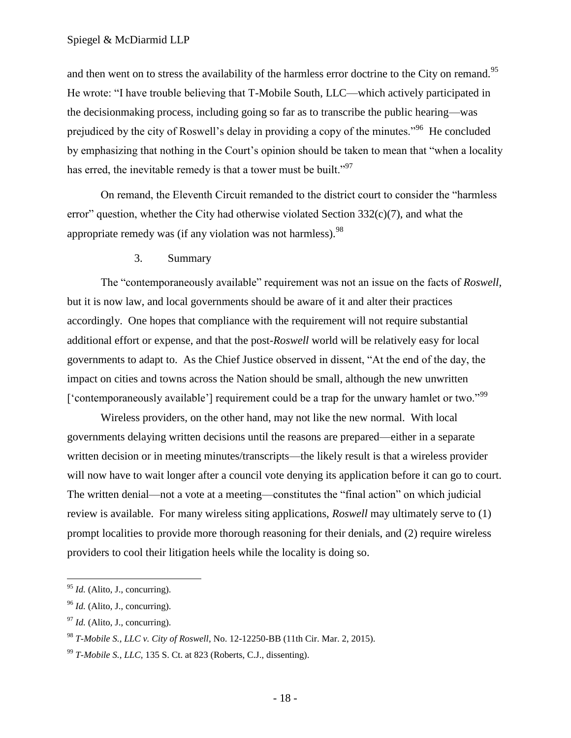and then went on to stress the availability of the harmless error doctrine to the City on remand.[95] He wrote: "I have trouble believing that T-Mobile South, LLC—which actively participated in the decisionmaking process, including going so far as to transcribe the public hearing—was prejudiced by the city of Roswell's delay in providing a copy of the minutes."[96] He concluded by emphasizing that nothing in the Court's opinion should be taken to mean that "when a locality has erred, the inevitable remedy is that a tower must be built."[97]

On remand, the Eleventh Circuit remanded to the district court to consider the "harmless error" question, whether the City had otherwise violated Section 332(c)(7), and what the appropriate remedy was (if any violation was not harmless).[98]

### 3. Summary

The "contemporaneously available" requirement was not an issue on the facts of *Roswell*, but it is now law, and local governments should be aware of it and alter their practices accordingly. One hopes that compliance with the requirement will not require substantial additional effort or expense, and that the post-*Roswell* world will be relatively easy for local governments to adapt to. As the Chief Justice observed in dissent, "At the end of the day, the impact on cities and towns across the Nation should be small, although the new unwritten ['contemporaneously available'] requirement could be a trap for the unwary hamlet or two."[99]

Wireless providers, on the other hand, may not like the new normal. With local governments delaying written decisions until the reasons are prepared—either in a separate written decision or in meeting minutes/transcripts—the likely result is that a wireless provider will now have to wait longer after a council vote denying its application before it can go to court. The written denial—not a vote at a meeting—constitutes the "final action" on which judicial review is available. For many wireless siting applications, *Roswell* may ultimately serve to (1) prompt localities to provide more thorough reasoning for their denials, and (2) require wireless providers to cool their litigation heels while the locality is doing so.

---

[95] *Id.* (Alito, J., concurring).

[96] *Id.* (Alito, J., concurring).

[97] *Id.* (Alito, J., concurring).

[98] *T-Mobile S., LLC v. City of Roswell*, No. 12-12250-BB (11th Cir. Mar. 2, 2015).

[99] *T-Mobile S., LLC*, 135 S. Ct. at 823 (Roberts, C.J., dissenting).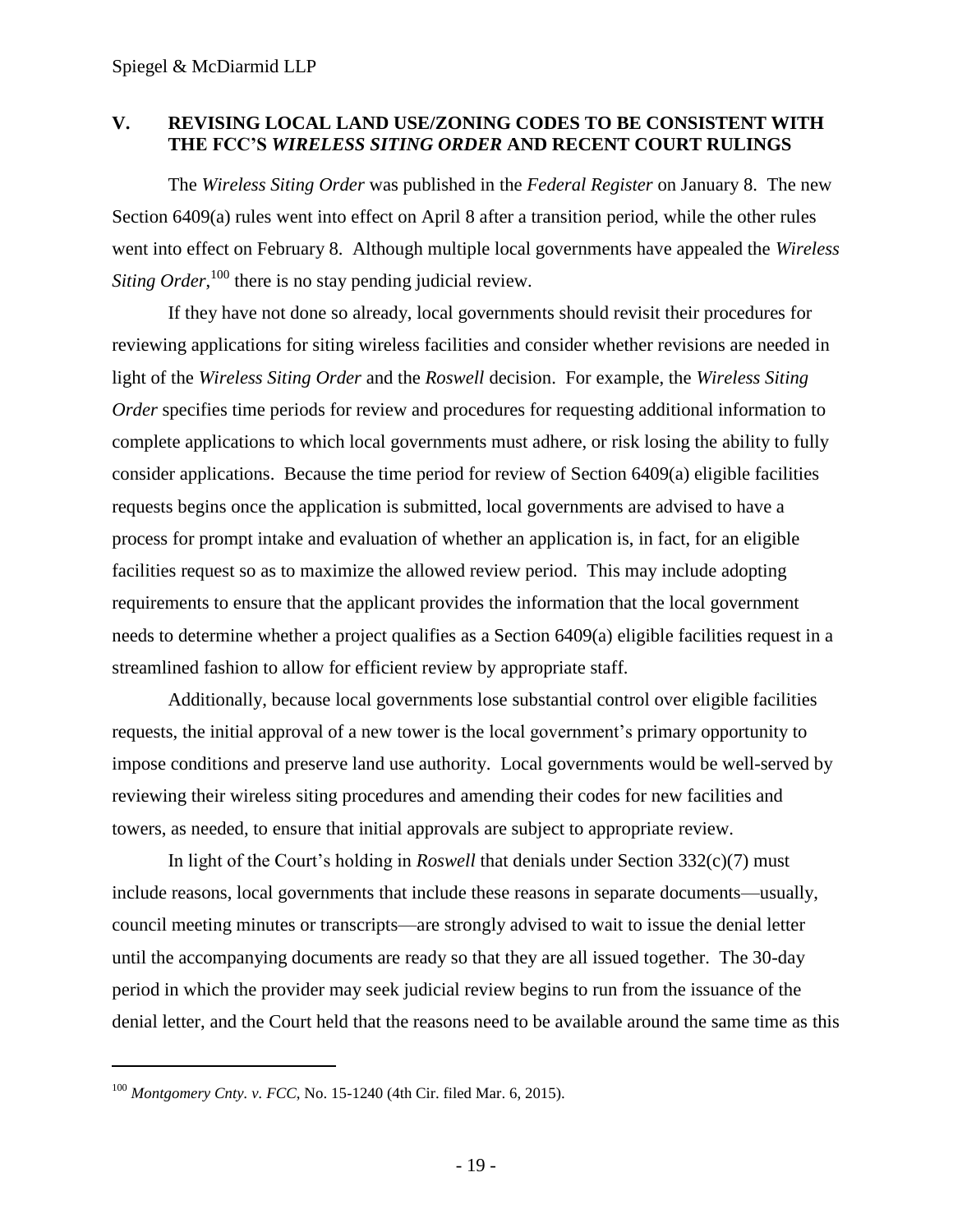## V. REVISING LOCAL LAND USE/ZONING CODES TO BE CONSISTENT WITH THE FCC'S *WIRELESS SITING ORDER* AND RECENT COURT RULINGS

The *Wireless Siting Order* was published in the *Federal Register* on January 8. The new Section 6409(a) rules went into effect on April 8 after a transition period, while the other rules went into effect on February 8. Although multiple local governments have appealed the *Wireless Siting Order*,[100] there is no stay pending judicial review.

If they have not done so already, local governments should revisit their procedures for reviewing applications for siting wireless facilities and consider whether revisions are needed in light of the *Wireless Siting Order* and the *Roswell* decision. For example, the *Wireless Siting Order* specifies time periods for review and procedures for requesting additional information to complete applications to which local governments must adhere, or risk losing the ability to fully consider applications. Because the time period for review of Section 6409(a) eligible facilities requests begins once the application is submitted, local governments are advised to have a process for prompt intake and evaluation of whether an application is, in fact, for an eligible facilities request so as to maximize the allowed review period. This may include adopting requirements to ensure that the applicant provides the information that the local government needs to determine whether a project qualifies as a Section 6409(a) eligible facilities request in a streamlined fashion to allow for efficient review by appropriate staff.

Additionally, because local governments lose substantial control over eligible facilities requests, the initial approval of a new tower is the local government's primary opportunity to impose conditions and preserve land use authority. Local governments would be well-served by reviewing their wireless siting procedures and amending their codes for new facilities and towers, as needed, to ensure that initial approvals are subject to appropriate review.

In light of the Court's holding in *Roswell* that denials under Section 332(c)(7) must include reasons, local governments that include these reasons in separate documents—usually, council meeting minutes or transcripts—are strongly advised to wait to issue the denial letter until the accompanying documents are ready so that they are all issued together. The 30-day period in which the provider may seek judicial review begins to run from the issuance of the denial letter, and the Court held that the reasons need to be available around the same time as this

[100] *Montgomery Cnty. v. FCC*, No. 15-1240 (4th Cir. filed Mar. 6, 2015).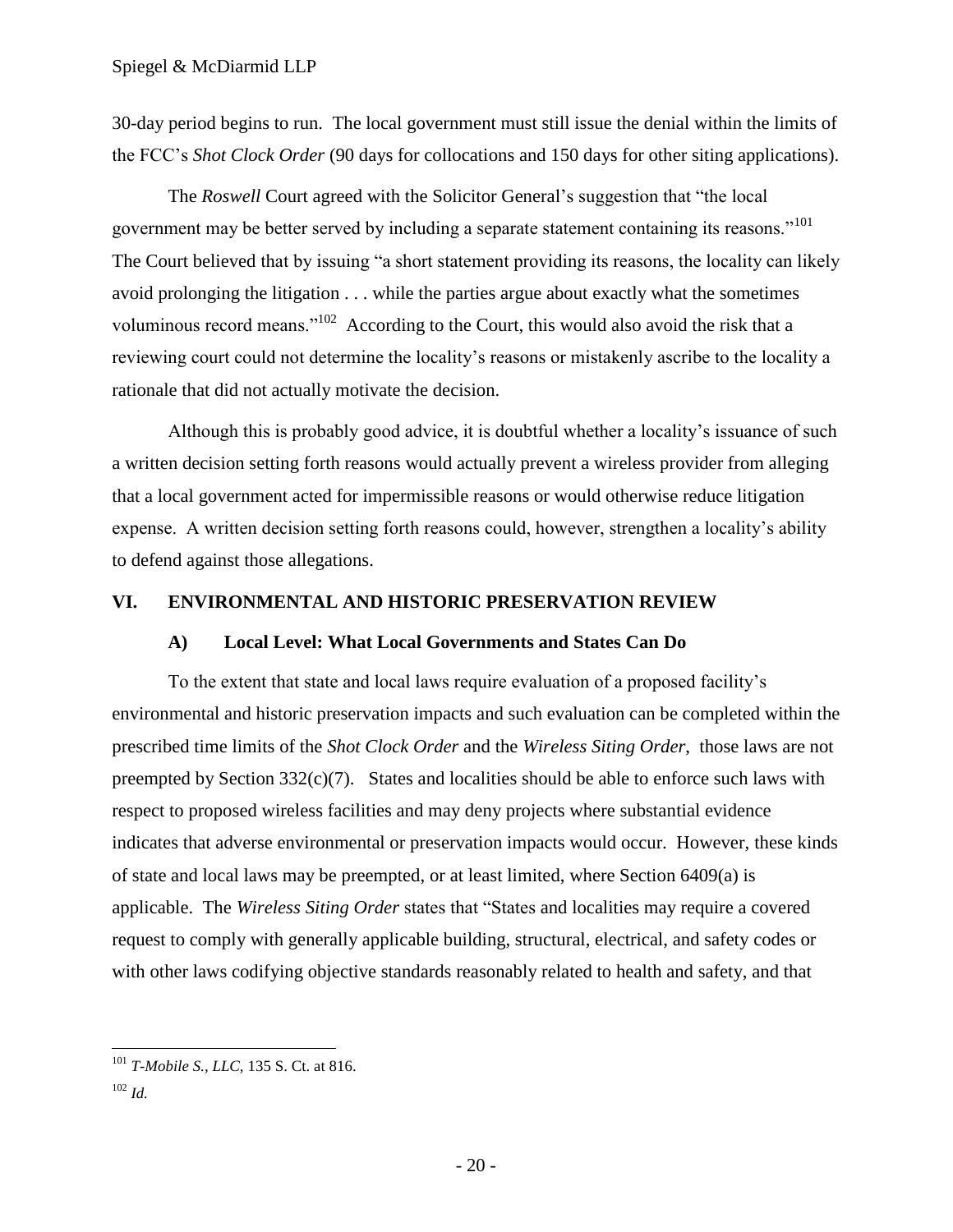30-day period begins to run. The local government must still issue the denial within the limits of the FCC's *Shot Clock Order* (90 days for collocations and 150 days for other siting applications).

The *Roswell* Court agreed with the Solicitor General's suggestion that "the local government may be better served by including a separate statement containing its reasons."[101] The Court believed that by issuing "a short statement providing its reasons, the locality can likely avoid prolonging the litigation . . . while the parties argue about exactly what the sometimes voluminous record means."[102] According to the Court, this would also avoid the risk that a reviewing court could not determine the locality's reasons or mistakenly ascribe to the locality a rationale that did not actually motivate the decision.

Although this is probably good advice, it is doubtful whether a locality's issuance of such a written decision setting forth reasons would actually prevent a wireless provider from alleging that a local government acted for impermissible reasons or would otherwise reduce litigation expense. A written decision setting forth reasons could, however, strengthen a locality's ability to defend against those allegations.

## VI. ENVIRONMENTAL AND HISTORIC PRESERVATION REVIEW

### A) Local Level: What Local Governments and States Can Do

To the extent that state and local laws require evaluation of a proposed facility's environmental and historic preservation impacts and such evaluation can be completed within the prescribed time limits of the *Shot Clock Order* and the *Wireless Siting Order*, those laws are not preempted by Section 332(c)(7). States and localities should be able to enforce such laws with respect to proposed wireless facilities and may deny projects where substantial evidence indicates that adverse environmental or preservation impacts would occur. However, these kinds of state and local laws may be preempted, or at least limited, where Section 6409(a) is applicable. The *Wireless Siting Order* states that "States and localities may require a covered request to comply with generally applicable building, structural, electrical, and safety codes or with other laws codifying objective standards reasonably related to health and safety, and that

---

[101] *T-Mobile S., LLC*, 135 S. Ct. at 816.

[102] *Id.*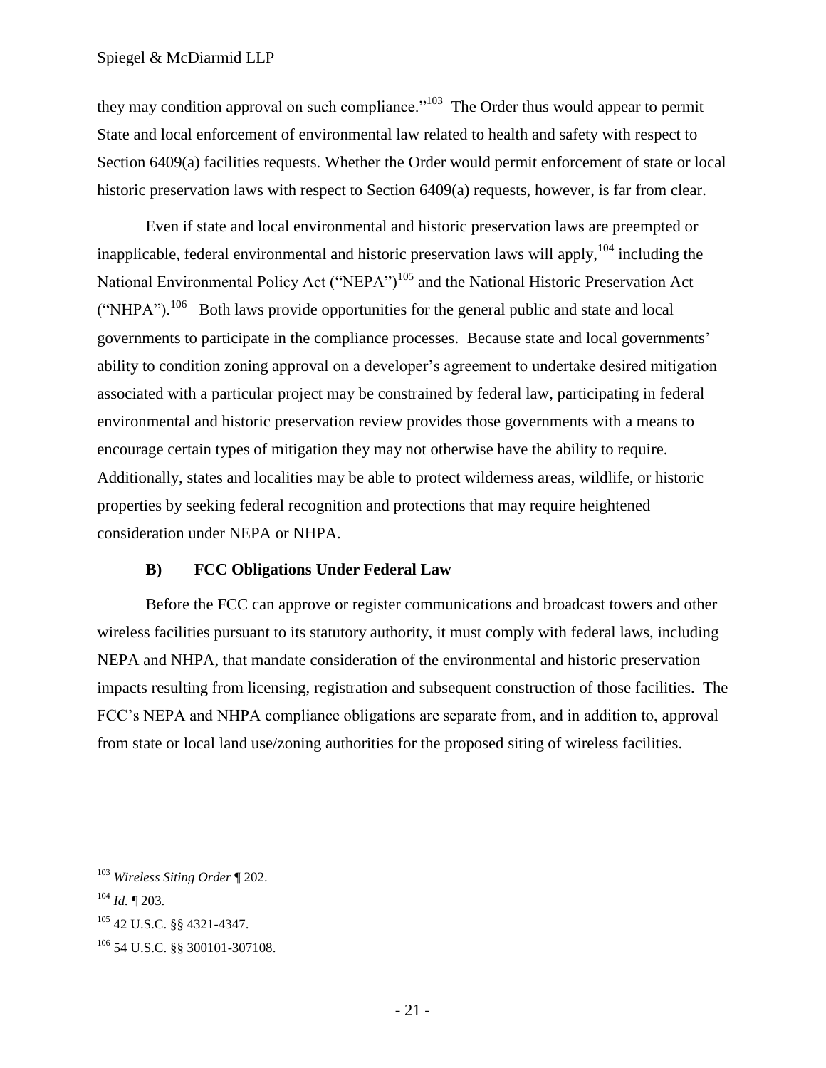they may condition approval on such compliance."[103] The Order thus would appear to permit State and local enforcement of environmental law related to health and safety with respect to Section 6409(a) facilities requests. Whether the Order would permit enforcement of state or local historic preservation laws with respect to Section 6409(a) requests, however, is far from clear.

Even if state and local environmental and historic preservation laws are preempted or inapplicable, federal environmental and historic preservation laws will apply,[104] including the National Environmental Policy Act ("NEPA")[105] and the National Historic Preservation Act ("NHPA").[106] Both laws provide opportunities for the general public and state and local governments to participate in the compliance processes. Because state and local governments' ability to condition zoning approval on a developer's agreement to undertake desired mitigation associated with a particular project may be constrained by federal law, participating in federal environmental and historic preservation review provides those governments with a means to encourage certain types of mitigation they may not otherwise have the ability to require. Additionally, states and localities may be able to protect wilderness areas, wildlife, or historic properties by seeking federal recognition and protections that may require heightened consideration under NEPA or NHPA.

### B) FCC Obligations Under Federal Law

Before the FCC can approve or register communications and broadcast towers and other wireless facilities pursuant to its statutory authority, it must comply with federal laws, including NEPA and NHPA, that mandate consideration of the environmental and historic preservation impacts resulting from licensing, registration and subsequent construction of those facilities. The FCC's NEPA and NHPA compliance obligations are separate from, and in addition to, approval from state or local land use/zoning authorities for the proposed siting of wireless facilities.

---

[103] *Wireless Siting Order* ¶ 202.

[104] *Id.* ¶ 203.

[105] 42 U.S.C. §§ 4321-4347.

[106] 54 U.S.C. §§ 300101-307108.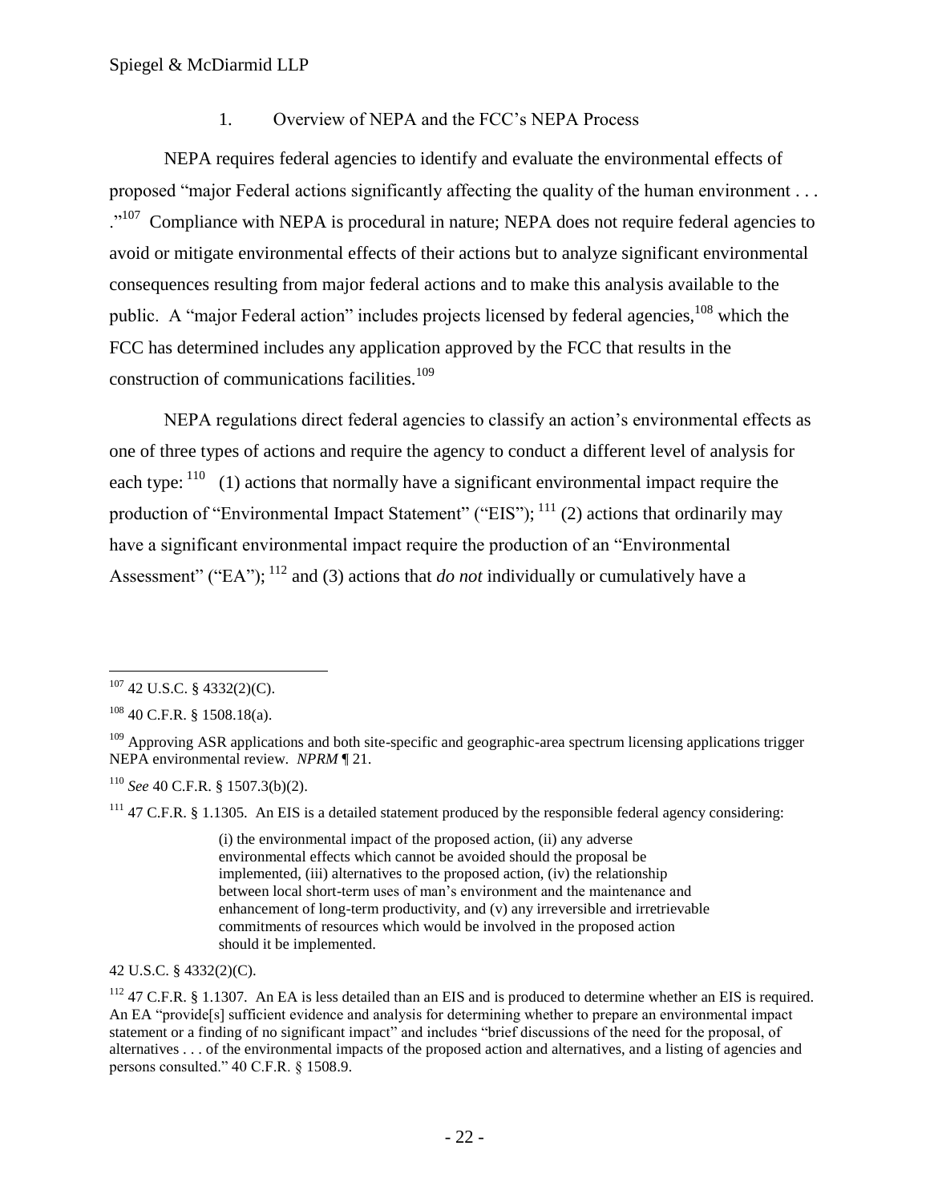### 1. Overview of NEPA and the FCC's NEPA Process

NEPA requires federal agencies to identify and evaluate the environmental effects of proposed "major Federal actions significantly affecting the quality of the human environment . . . ."[107] Compliance with NEPA is procedural in nature; NEPA does not require federal agencies to avoid or mitigate environmental effects of their actions but to analyze significant environmental consequences resulting from major federal actions and to make this analysis available to the public. A "major Federal action" includes projects licensed by federal agencies,[108] which the FCC has determined includes any application approved by the FCC that results in the construction of communications facilities.[109]

NEPA regulations direct federal agencies to classify an action's environmental effects as one of three types of actions and require the agency to conduct a different level of analysis for each type:[110] (1) actions that normally have a significant environmental impact require the production of "Environmental Impact Statement" ("EIS");[111] (2) actions that ordinarily may have a significant environmental impact require the production of an "Environmental Assessment" ("EA");[112] and (3) actions that *do not* individually or cumulatively have a

---

[107] 42 U.S.C. § 4332(2)(C).

[108] 40 C.F.R. § 1508.18(a).

[109] Approving ASR applications and both site-specific and geographic-area spectrum licensing applications trigger NEPA environmental review. *NPRM* ¶ 21.

[110] *See* 40 C.F.R. § 1507.3(b)(2).

[111] 47 C.F.R. § 1.1305. An EIS is a detailed statement produced by the responsible federal agency considering:

> (i) the environmental impact of the proposed action, (ii) any adverse environmental effects which cannot be avoided should the proposal be implemented, (iii) alternatives to the proposed action, (iv) the relationship between local short-term uses of man's environment and the maintenance and enhancement of long-term productivity, and (v) any irreversible and irretrievable commitments of resources which would be involved in the proposed action should it be implemented.

42 U.S.C. § 4332(2)(C).

[112] 47 C.F.R. § 1.1307. An EA is less detailed than an EIS and is produced to determine whether an EIS is required. An EA "provide[s] sufficient evidence and analysis for determining whether to prepare an environmental impact statement or a finding of no significant impact" and includes "brief discussions of the need for the proposal, of alternatives . . . of the environmental impacts of the proposed action and alternatives, and a listing of agencies and persons consulted." 40 C.F.R. § 1508.9.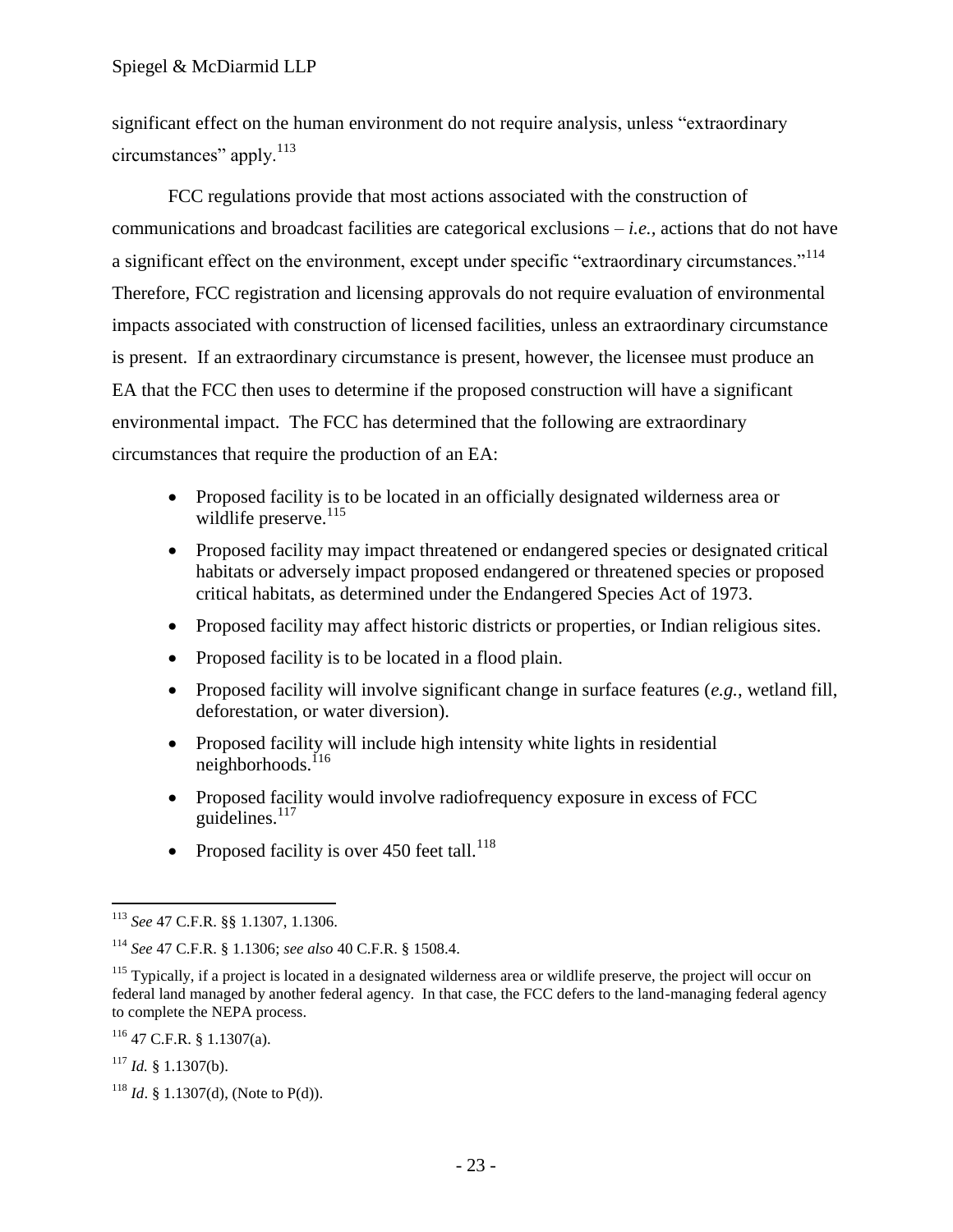significant effect on the human environment do not require analysis, unless "extraordinary circumstances" apply.[113]

FCC regulations provide that most actions associated with the construction of communications and broadcast facilities are categorical exclusions – *i.e.*, actions that do not have a significant effect on the environment, except under specific "extraordinary circumstances."[114] Therefore, FCC registration and licensing approvals do not require evaluation of environmental impacts associated with construction of licensed facilities, unless an extraordinary circumstance is present. If an extraordinary circumstance is present, however, the licensee must produce an EA that the FCC then uses to determine if the proposed construction will have a significant environmental impact. The FCC has determined that the following are extraordinary circumstances that require the production of an EA:

- Proposed facility is to be located in an officially designated wilderness area or wildlife preserve.[115]
- Proposed facility may impact threatened or endangered species or designated critical habitats or adversely impact proposed endangered or threatened species or proposed critical habitats, as determined under the Endangered Species Act of 1973.
- Proposed facility may affect historic districts or properties, or Indian religious sites.
- Proposed facility is to be located in a flood plain.
- Proposed facility will involve significant change in surface features (*e.g.*, wetland fill, deforestation, or water diversion).
- Proposed facility will include high intensity white lights in residential neighborhoods.[116]
- Proposed facility would involve radiofrequency exposure in excess of FCC guidelines.[117]
- Proposed facility is over 450 feet tall.[118]

---

[113] *See* 47 C.F.R. §§ 1.1307, 1.1306.

[114] *See* 47 C.F.R. § 1.1306; *see also* 40 C.F.R. § 1508.4.

[115] Typically, if a project is located in a designated wilderness area or wildlife preserve, the project will occur on federal land managed by another federal agency. In that case, the FCC defers to the land-managing federal agency to complete the NEPA process.

[116] 47 C.F.R. § 1.1307(a).

[117] *Id.* § 1.1307(b).

[118] *Id*. § 1.1307(d), (Note to P(d)).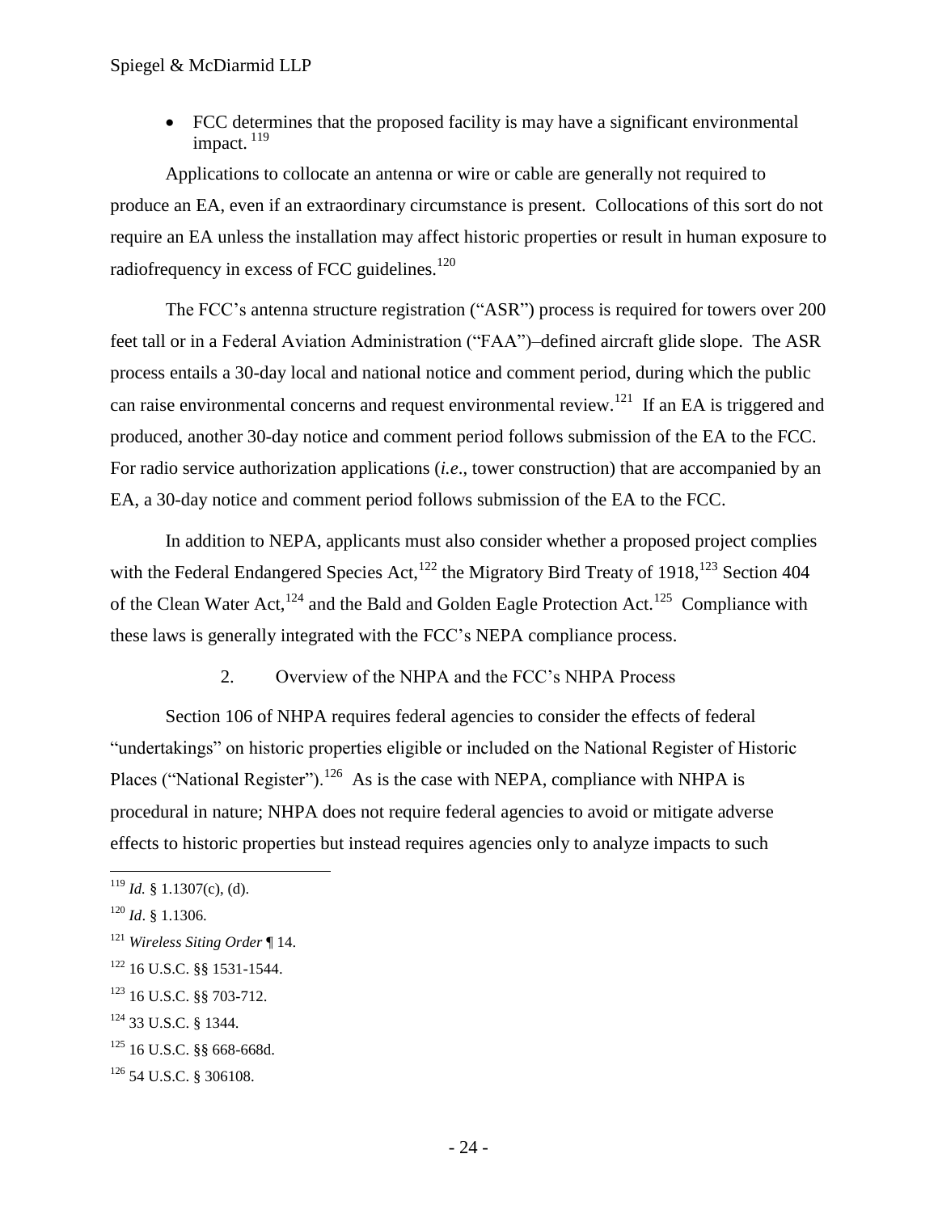- FCC determines that the proposed facility is may have a significant environmental impact. [119]

Applications to collocate an antenna or wire or cable are generally not required to produce an EA, even if an extraordinary circumstance is present. Collocations of this sort do not require an EA unless the installation may affect historic properties or result in human exposure to radiofrequency in excess of FCC guidelines.[120]

The FCC's antenna structure registration ("ASR") process is required for towers over 200 feet tall or in a Federal Aviation Administration ("FAA")–defined aircraft glide slope. The ASR process entails a 30-day local and national notice and comment period, during which the public can raise environmental concerns and request environmental review.[121] If an EA is triggered and produced, another 30-day notice and comment period follows submission of the EA to the FCC. For radio service authorization applications (*i.e*., tower construction) that are accompanied by an EA, a 30-day notice and comment period follows submission of the EA to the FCC.

In addition to NEPA, applicants must also consider whether a proposed project complies with the Federal Endangered Species Act,[122] the Migratory Bird Treaty of 1918,[123] Section 404 of the Clean Water Act,[124] and the Bald and Golden Eagle Protection Act.[125] Compliance with these laws is generally integrated with the FCC's NEPA compliance process.

### 2. Overview of the NHPA and the FCC's NHPA Process

Section 106 of NHPA requires federal agencies to consider the effects of federal "undertakings" on historic properties eligible or included on the National Register of Historic Places ("National Register").[126] As is the case with NEPA, compliance with NHPA is procedural in nature; NHPA does not require federal agencies to avoid or mitigate adverse effects to historic properties but instead requires agencies only to analyze impacts to such

---

[119] *Id.* § 1.1307(c), (d).

[120] *Id*. § 1.1306.

[121] *Wireless Siting Order* ¶ 14.

[122] 16 U.S.C. §§ 1531-1544.

[123] 16 U.S.C. §§ 703-712.

[124] 33 U.S.C. § 1344.

[125] 16 U.S.C. §§ 668-668d.

[126] 54 U.S.C. § 306108.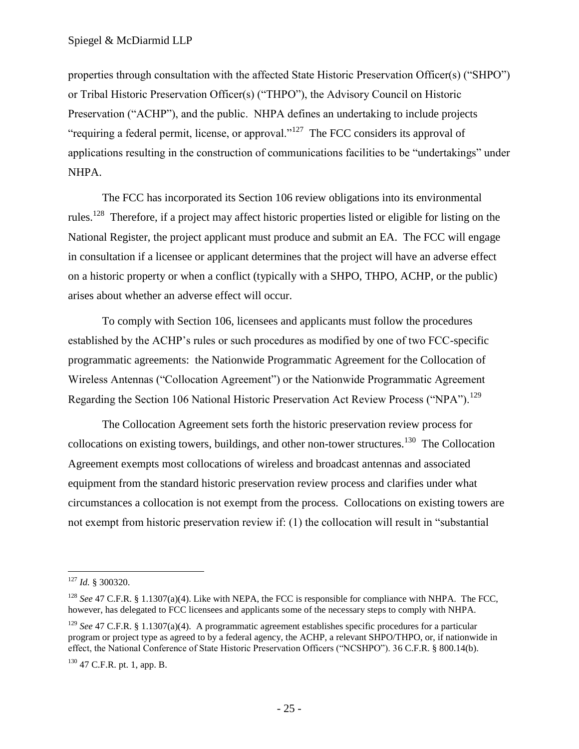properties through consultation with the affected State Historic Preservation Officer(s) ("SHPO") or Tribal Historic Preservation Officer(s) ("THPO"), the Advisory Council on Historic Preservation ("ACHP"), and the public. NHPA defines an undertaking to include projects "requiring a federal permit, license, or approval."[127] The FCC considers its approval of applications resulting in the construction of communications facilities to be "undertakings" under NHPA.

The FCC has incorporated its Section 106 review obligations into its environmental rules.[128] Therefore, if a project may affect historic properties listed or eligible for listing on the National Register, the project applicant must produce and submit an EA. The FCC will engage in consultation if a licensee or applicant determines that the project will have an adverse effect on a historic property or when a conflict (typically with a SHPO, THPO, ACHP, or the public) arises about whether an adverse effect will occur.

To comply with Section 106, licensees and applicants must follow the procedures established by the ACHP's rules or such procedures as modified by one of two FCC-specific programmatic agreements: the Nationwide Programmatic Agreement for the Collocation of Wireless Antennas ("Collocation Agreement") or the Nationwide Programmatic Agreement Regarding the Section 106 National Historic Preservation Act Review Process ("NPA").[129]

The Collocation Agreement sets forth the historic preservation review process for collocations on existing towers, buildings, and other non-tower structures.[130] The Collocation Agreement exempts most collocations of wireless and broadcast antennas and associated equipment from the standard historic preservation review process and clarifies under what circumstances a collocation is not exempt from the process. Collocations on existing towers are not exempt from historic preservation review if: (1) the collocation will result in "substantial

---

[127] *Id.* § 300320.

[128] *See* 47 C.F.R. § 1.1307(a)(4). Like with NEPA, the FCC is responsible for compliance with NHPA. The FCC, however, has delegated to FCC licensees and applicants some of the necessary steps to comply with NHPA.

[129] *See* 47 C.F.R. § 1.1307(a)(4). A programmatic agreement establishes specific procedures for a particular program or project type as agreed to by a federal agency, the ACHP, a relevant SHPO/THPO, or, if nationwide in effect, the National Conference of State Historic Preservation Officers ("NCSHPO"). 36 C.F.R. § 800.14(b).

[130] 47 C.F.R. pt. 1, app. B.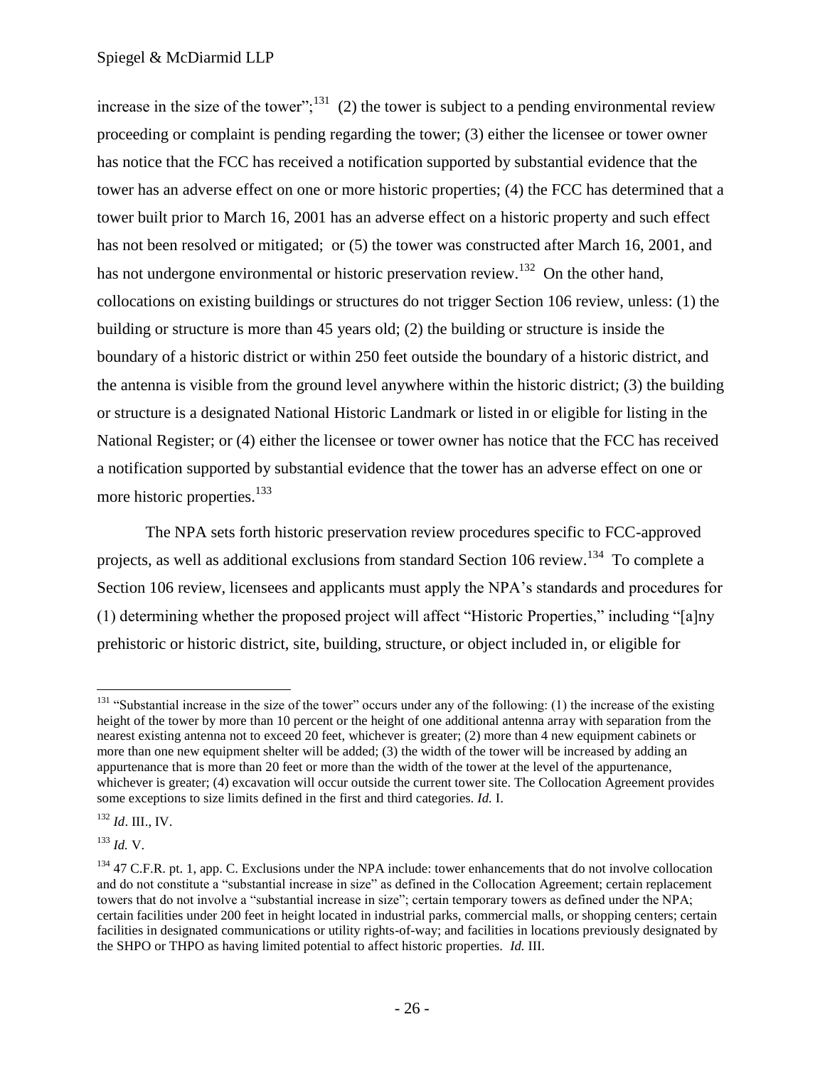increase in the size of the tower";[131] (2) the tower is subject to a pending environmental review proceeding or complaint is pending regarding the tower; (3) either the licensee or tower owner has notice that the FCC has received a notification supported by substantial evidence that the tower has an adverse effect on one or more historic properties; (4) the FCC has determined that a tower built prior to March 16, 2001 has an adverse effect on a historic property and such effect has not been resolved or mitigated; or (5) the tower was constructed after March 16, 2001, and has not undergone environmental or historic preservation review.[132] On the other hand, collocations on existing buildings or structures do not trigger Section 106 review, unless: (1) the building or structure is more than 45 years old; (2) the building or structure is inside the boundary of a historic district or within 250 feet outside the boundary of a historic district, and the antenna is visible from the ground level anywhere within the historic district; (3) the building or structure is a designated National Historic Landmark or listed in or eligible for listing in the National Register; or (4) either the licensee or tower owner has notice that the FCC has received a notification supported by substantial evidence that the tower has an adverse effect on one or more historic properties.[133]

The NPA sets forth historic preservation review procedures specific to FCC-approved projects, as well as additional exclusions from standard Section 106 review.[134] To complete a Section 106 review, licensees and applicants must apply the NPA's standards and procedures for (1) determining whether the proposed project will affect "Historic Properties," including "[a]ny prehistoric or historic district, site, building, structure, or object included in, or eligible for

---

[131] "Substantial increase in the size of the tower" occurs under any of the following: (1) the increase of the existing height of the tower by more than 10 percent or the height of one additional antenna array with separation from the nearest existing antenna not to exceed 20 feet, whichever is greater; (2) more than 4 new equipment cabinets or more than one new equipment shelter will be added; (3) the width of the tower will be increased by adding an appurtenance that is more than 20 feet or more than the width of the tower at the level of the appurtenance, whichever is greater; (4) excavation will occur outside the current tower site. The Collocation Agreement provides some exceptions to size limits defined in the first and third categories. *Id.* I.

[132] *Id*. III., IV.

[133] *Id.* V.

[134] 47 C.F.R. pt. 1, app. C. Exclusions under the NPA include: tower enhancements that do not involve collocation and do not constitute a "substantial increase in size" as defined in the Collocation Agreement; certain replacement towers that do not involve a "substantial increase in size"; certain temporary towers as defined under the NPA; certain facilities under 200 feet in height located in industrial parks, commercial malls, or shopping centers; certain facilities in designated communications or utility rights-of-way; and facilities in locations previously designated by the SHPO or THPO as having limited potential to affect historic properties. *Id.* III.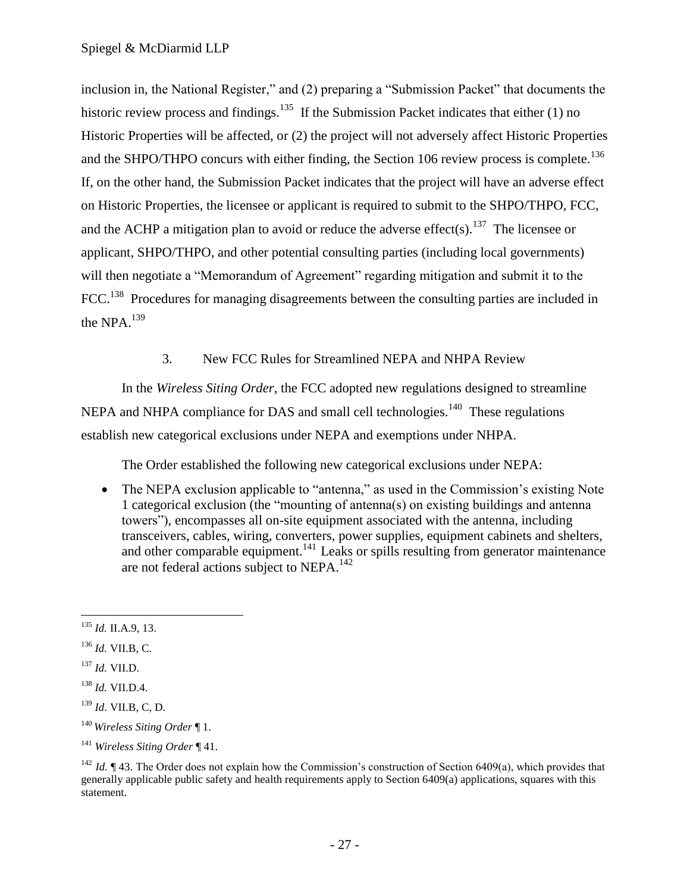inclusion in, the National Register," and (2) preparing a "Submission Packet" that documents the historic review process and findings.[135] If the Submission Packet indicates that either (1) no Historic Properties will be affected, or (2) the project will not adversely affect Historic Properties and the SHPO/THPO concurs with either finding, the Section 106 review process is complete.[136] If, on the other hand, the Submission Packet indicates that the project will have an adverse effect on Historic Properties, the licensee or applicant is required to submit to the SHPO/THPO, FCC, and the ACHP a mitigation plan to avoid or reduce the adverse effect(s).[137] The licensee or applicant, SHPO/THPO, and other potential consulting parties (including local governments) will then negotiate a "Memorandum of Agreement" regarding mitigation and submit it to the FCC.[138] Procedures for managing disagreements between the consulting parties are included in the NPA.[139]

### 3. New FCC Rules for Streamlined NEPA and NHPA Review

In the *Wireless Siting Order*, the FCC adopted new regulations designed to streamline NEPA and NHPA compliance for DAS and small cell technologies.[140] These regulations establish new categorical exclusions under NEPA and exemptions under NHPA.

The Order established the following new categorical exclusions under NEPA:

- The NEPA exclusion applicable to "antenna," as used in the Commission's existing Note 1 categorical exclusion (the "mounting of antenna(s) on existing buildings and antenna towers"), encompasses all on-site equipment associated with the antenna, including transceivers, cables, wiring, converters, power supplies, equipment cabinets and shelters, and other comparable equipment.[141] Leaks or spills resulting from generator maintenance are not federal actions subject to NEPA.[142]

---

[135] *Id.* II.A.9, 13.

[136] *Id.* VII.B, C.

[137] *Id.* VII.D.

[138] *Id.* VII.D.4.

[139] *Id*. VII.B, C, D.

[140] *Wireless Siting Order* ¶ 1.

[141] *Wireless Siting Order* ¶ 41.

[142] *Id.* ¶ 43. The Order does not explain how the Commission's construction of Section 6409(a), which provides that generally applicable public safety and health requirements apply to Section 6409(a) applications, squares with this statement.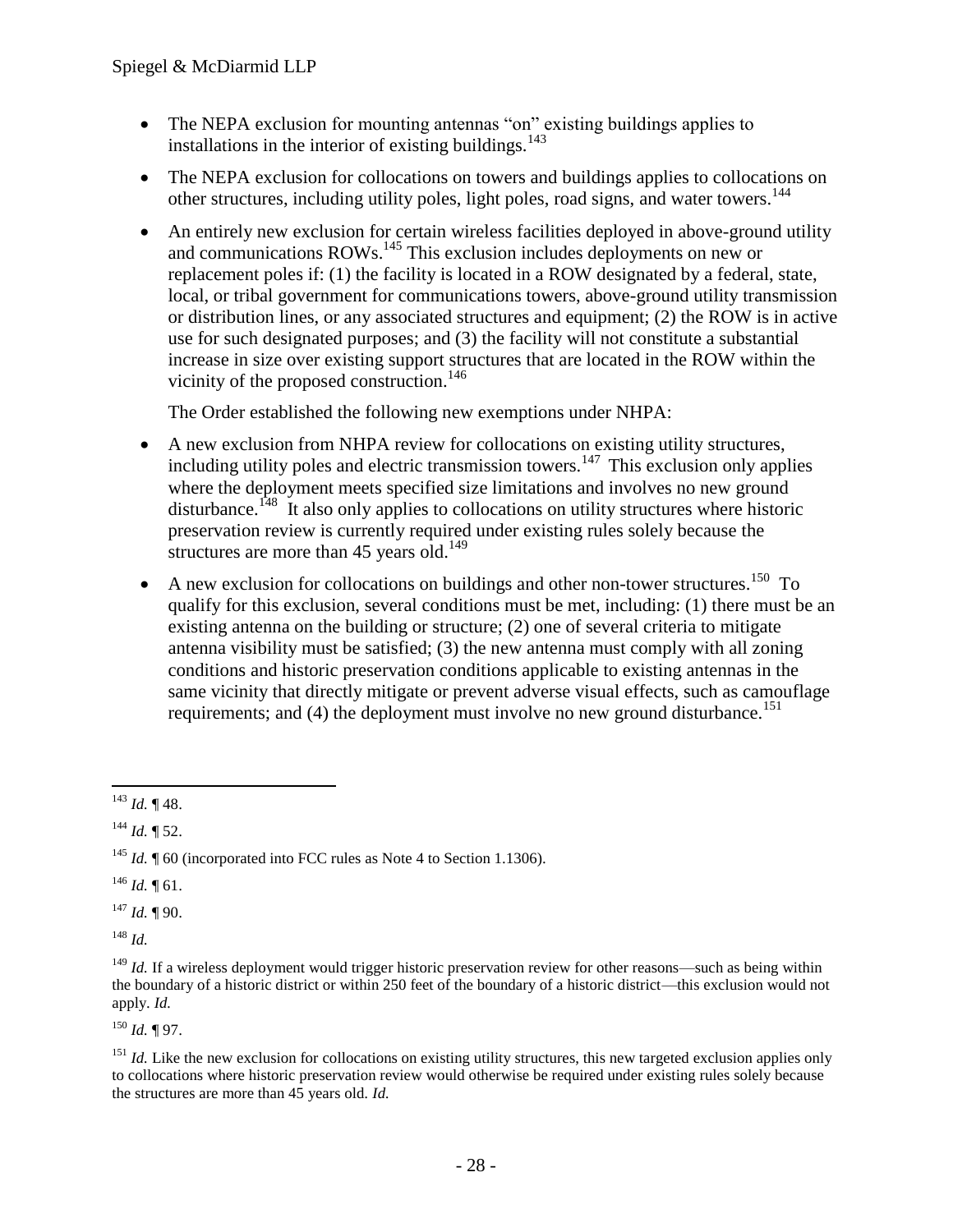- The NEPA exclusion for mounting antennas "on" existing buildings applies to installations in the interior of existing buildings.[143]
- The NEPA exclusion for collocations on towers and buildings applies to collocations on other structures, including utility poles, light poles, road signs, and water towers.[144]
- An entirely new exclusion for certain wireless facilities deployed in above-ground utility and communications ROWs.[145] This exclusion includes deployments on new or replacement poles if: (1) the facility is located in a ROW designated by a federal, state, local, or tribal government for communications towers, above-ground utility transmission or distribution lines, or any associated structures and equipment; (2) the ROW is in active use for such designated purposes; and (3) the facility will not constitute a substantial increase in size over existing support structures that are located in the ROW within the vicinity of the proposed construction.[146]

The Order established the following new exemptions under NHPA:

- A new exclusion from NHPA review for collocations on existing utility structures, including utility poles and electric transmission towers.[147] This exclusion only applies where the deployment meets specified size limitations and involves no new ground disturbance.[148] It also only applies to collocations on utility structures where historic preservation review is currently required under existing rules solely because the structures are more than 45 years old.[149]
- A new exclusion for collocations on buildings and other non-tower structures.[150] To qualify for this exclusion, several conditions must be met, including: (1) there must be an existing antenna on the building or structure; (2) one of several criteria to mitigate antenna visibility must be satisfied; (3) the new antenna must comply with all zoning conditions and historic preservation conditions applicable to existing antennas in the same vicinity that directly mitigate or prevent adverse visual effects, such as camouflage requirements; and (4) the deployment must involve no new ground disturbance.[151]

---

[143] *Id.* ¶ 48.

[144] *Id.* ¶ 52.

[145] *Id.* ¶ 60 (incorporated into FCC rules as Note 4 to Section 1.1306).

[146] *Id.* ¶ 61.

[147] *Id.* ¶ 90.

[148] *Id.*

[149] *Id.* If a wireless deployment would trigger historic preservation review for other reasons—such as being within the boundary of a historic district or within 250 feet of the boundary of a historic district—this exclusion would not apply. *Id.*

[150] *Id.* ¶ 97.

[151] *Id.* Like the new exclusion for collocations on existing utility structures, this new targeted exclusion applies only to collocations where historic preservation review would otherwise be required under existing rules solely because the structures are more than 45 years old. *Id.*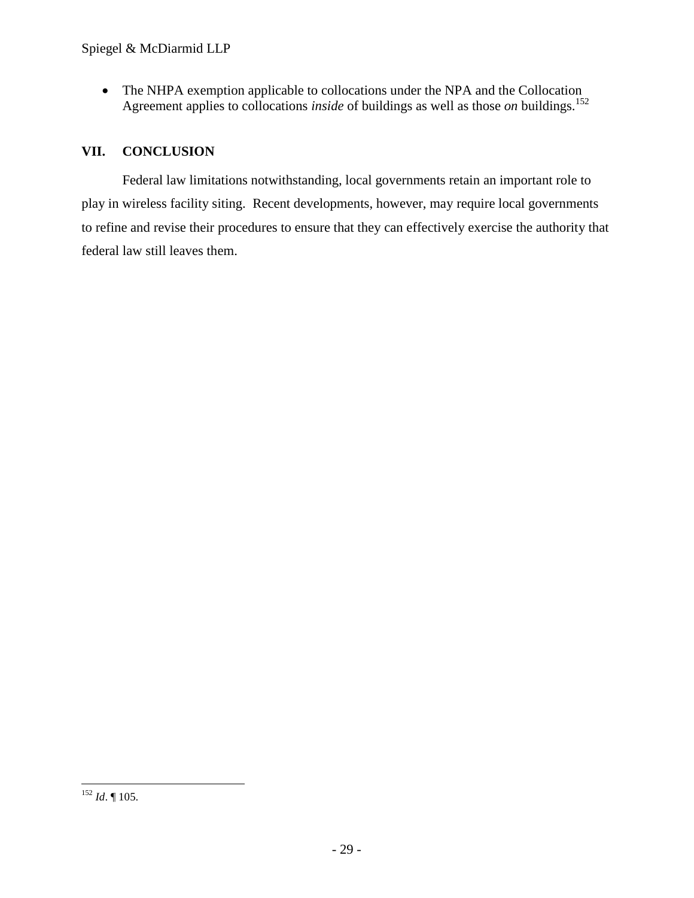- The NHPA exemption applicable to collocations under the NPA and the Collocation Agreement applies to collocations *inside* of buildings as well as those *on* buildings.[152]

## VII. CONCLUSION

Federal law limitations notwithstanding, local governments retain an important role to play in wireless facility siting. Recent developments, however, may require local governments to refine and revise their procedures to ensure that they can effectively exercise the authority that federal law still leaves them.

---

[152] *Id*. ¶ 105.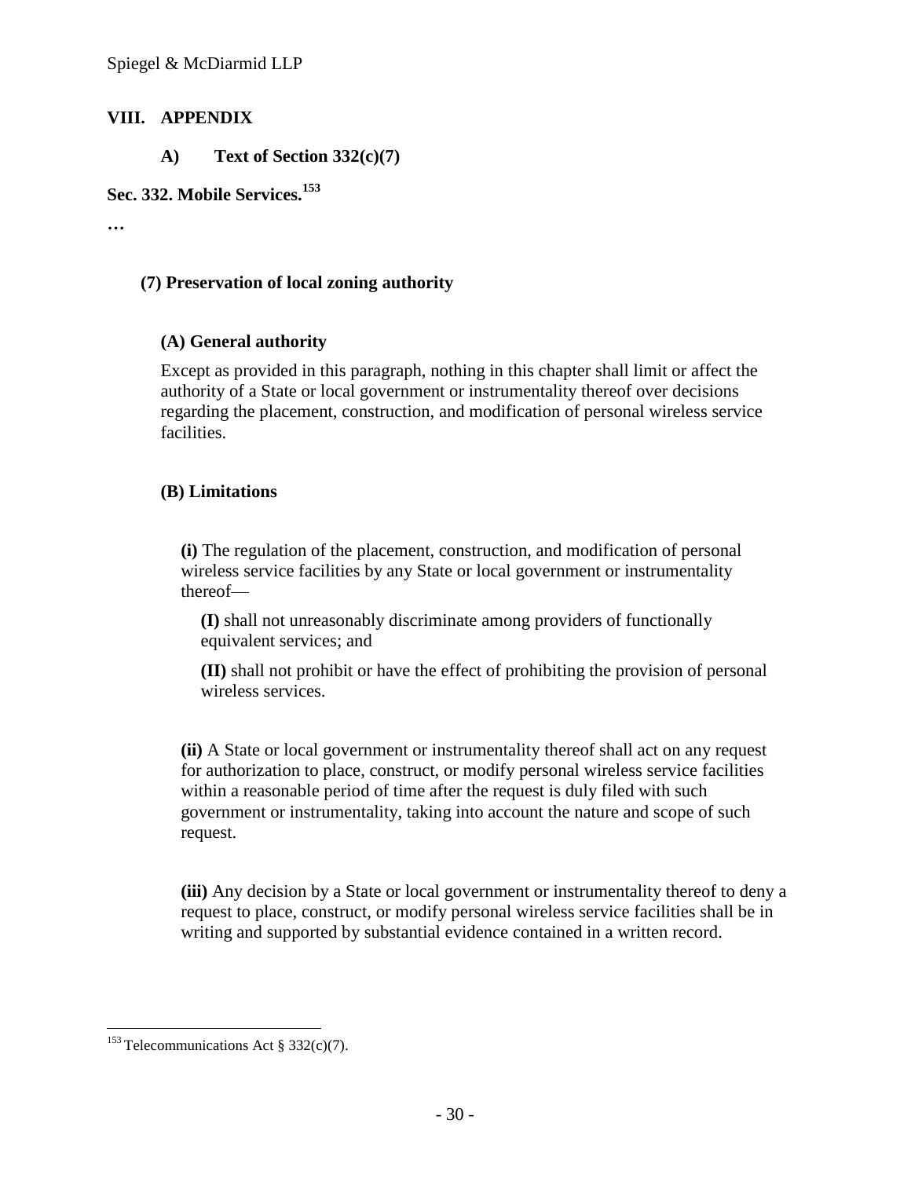## VIII. APPENDIX

### A) Text of Section 332(c)(7)

**Sec. 332. Mobile Services.**[153]

**…**

**(7) Preservation of local zoning authority**

**(A) General authority**

Except as provided in this paragraph, nothing in this chapter shall limit or affect the authority of a State or local government or instrumentality thereof over decisions regarding the placement, construction, and modification of personal wireless service facilities.

**(B) Limitations**

**(i)** The regulation of the placement, construction, and modification of personal wireless service facilities by any State or local government or instrumentality thereof—

**(I)** shall not unreasonably discriminate among providers of functionally equivalent services; and

**(II)** shall not prohibit or have the effect of prohibiting the provision of personal wireless services.

**(ii)** A State or local government or instrumentality thereof shall act on any request for authorization to place, construct, or modify personal wireless service facilities within a reasonable period of time after the request is duly filed with such government or instrumentality, taking into account the nature and scope of such request.

**(iii)** Any decision by a State or local government or instrumentality thereof to deny a request to place, construct, or modify personal wireless service facilities shall be in writing and supported by substantial evidence contained in a written record.

---

[153] Telecommunications Act § 332(c)(7).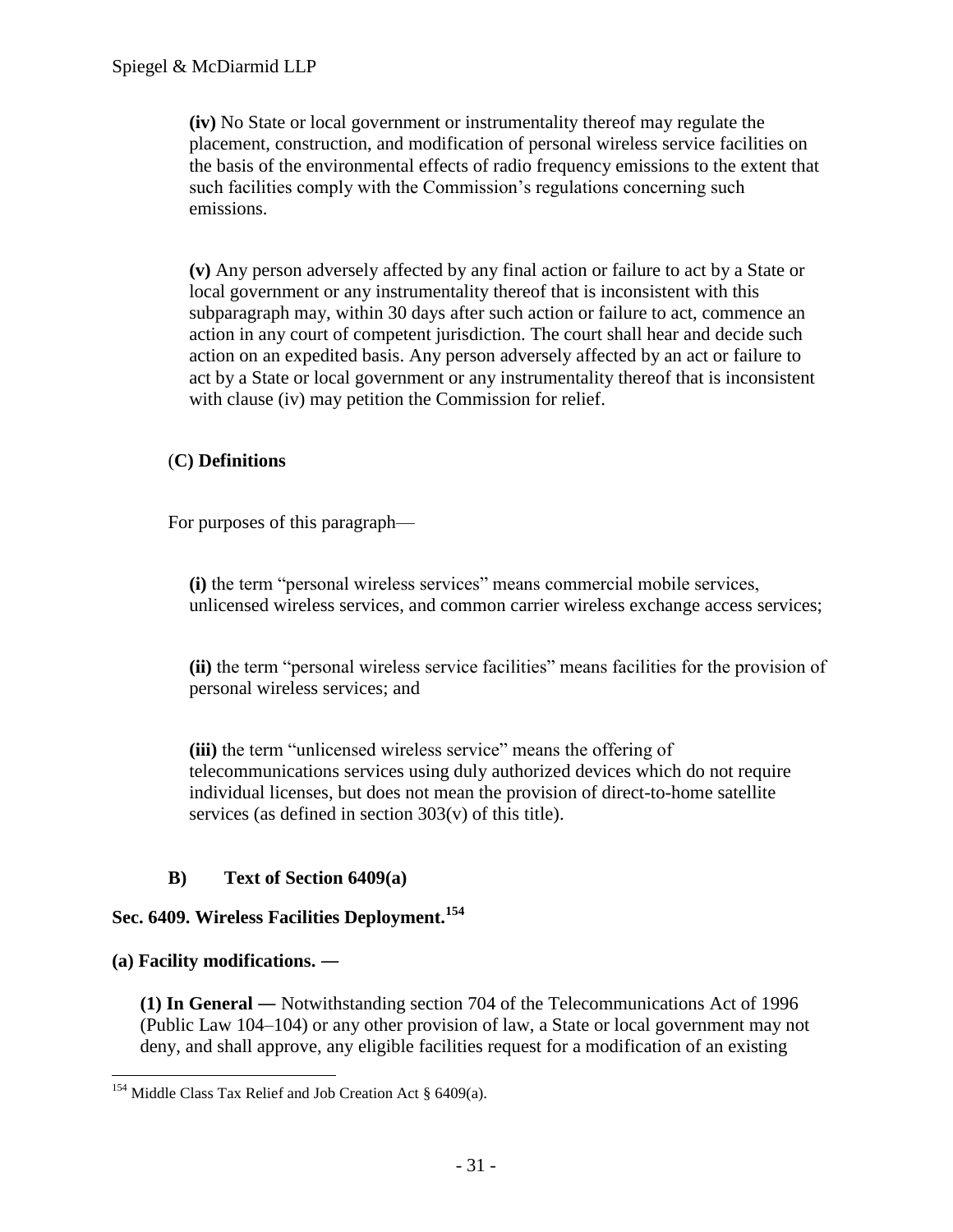**(iv)** No State or local government or instrumentality thereof may regulate the placement, construction, and modification of personal wireless service facilities on the basis of the environmental effects of radio frequency emissions to the extent that such facilities comply with the Commission's regulations concerning such emissions.

**(v)** Any person adversely affected by any final action or failure to act by a State or local government or any instrumentality thereof that is inconsistent with this subparagraph may, within 30 days after such action or failure to act, commence an action in any court of competent jurisdiction. The court shall hear and decide such action on an expedited basis. Any person adversely affected by an act or failure to act by a State or local government or any instrumentality thereof that is inconsistent with clause (iv) may petition the Commission for relief.

(**C) Definitions**

For purposes of this paragraph—

**(i)** the term "personal wireless services" means commercial mobile services, unlicensed wireless services, and common carrier wireless exchange access services;

**(ii)** the term "personal wireless service facilities" means facilities for the provision of personal wireless services; and

**(iii)** the term "unlicensed wireless service" means the offering of telecommunications services using duly authorized devices which do not require individual licenses, but does not mean the provision of direct-to-home satellite services (as defined in section 303(v) of this title).

### B) Text of Section 6409(a)

**Sec. 6409. Wireless Facilities Deployment.**[154]

**(a) Facility modifications. —**

**(1) In General —** Notwithstanding section 704 of the Telecommunications Act of 1996 (Public Law 104–104) or any other provision of law, a State or local government may not deny, and shall approve, any eligible facilities request for a modification of an existing

[154] Middle Class Tax Relief and Job Creation Act § 6409(a).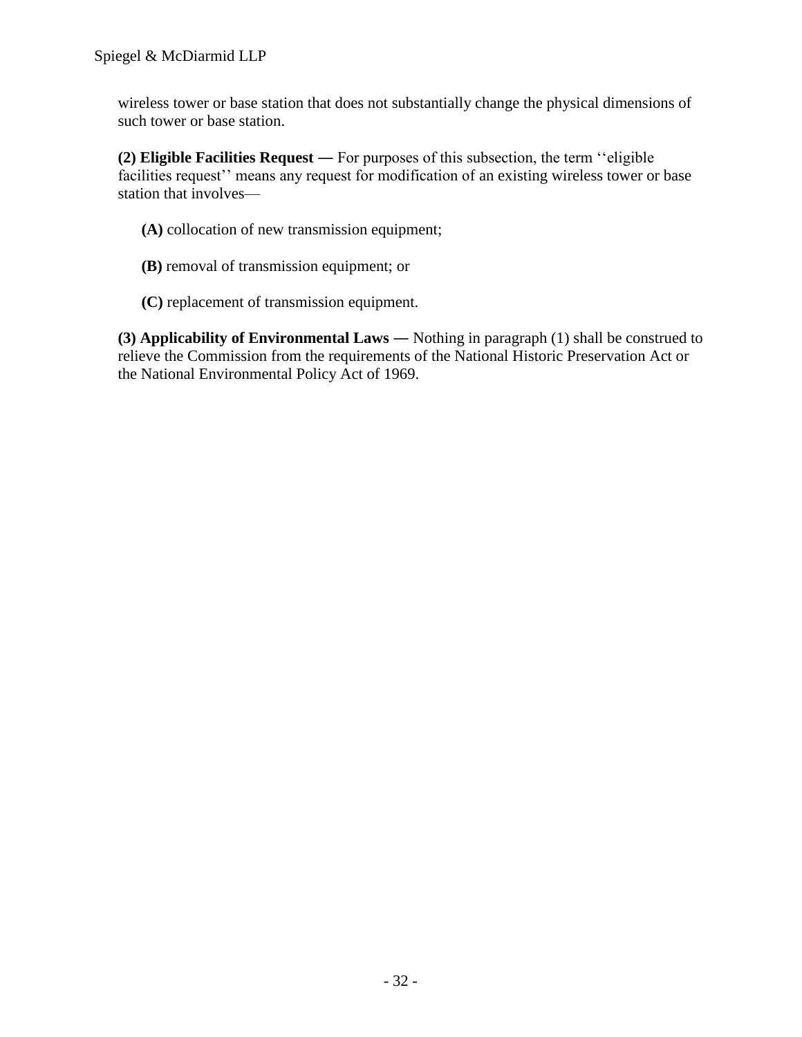wireless tower or base station that does not substantially change the physical dimensions of such tower or base station.

**(2) Eligible Facilities Request —** For purposes of this subsection, the term ''eligible facilities request'' means any request for modification of an existing wireless tower or base station that involves—

**(A)** collocation of new transmission equipment;

**(B)** removal of transmission equipment; or

**(C)** replacement of transmission equipment.

**(3) Applicability of Environmental Laws —** Nothing in paragraph (1) shall be construed to relieve the Commission from the requirements of the National Historic Preservation Act or the National Environmental Policy Act of 1969.